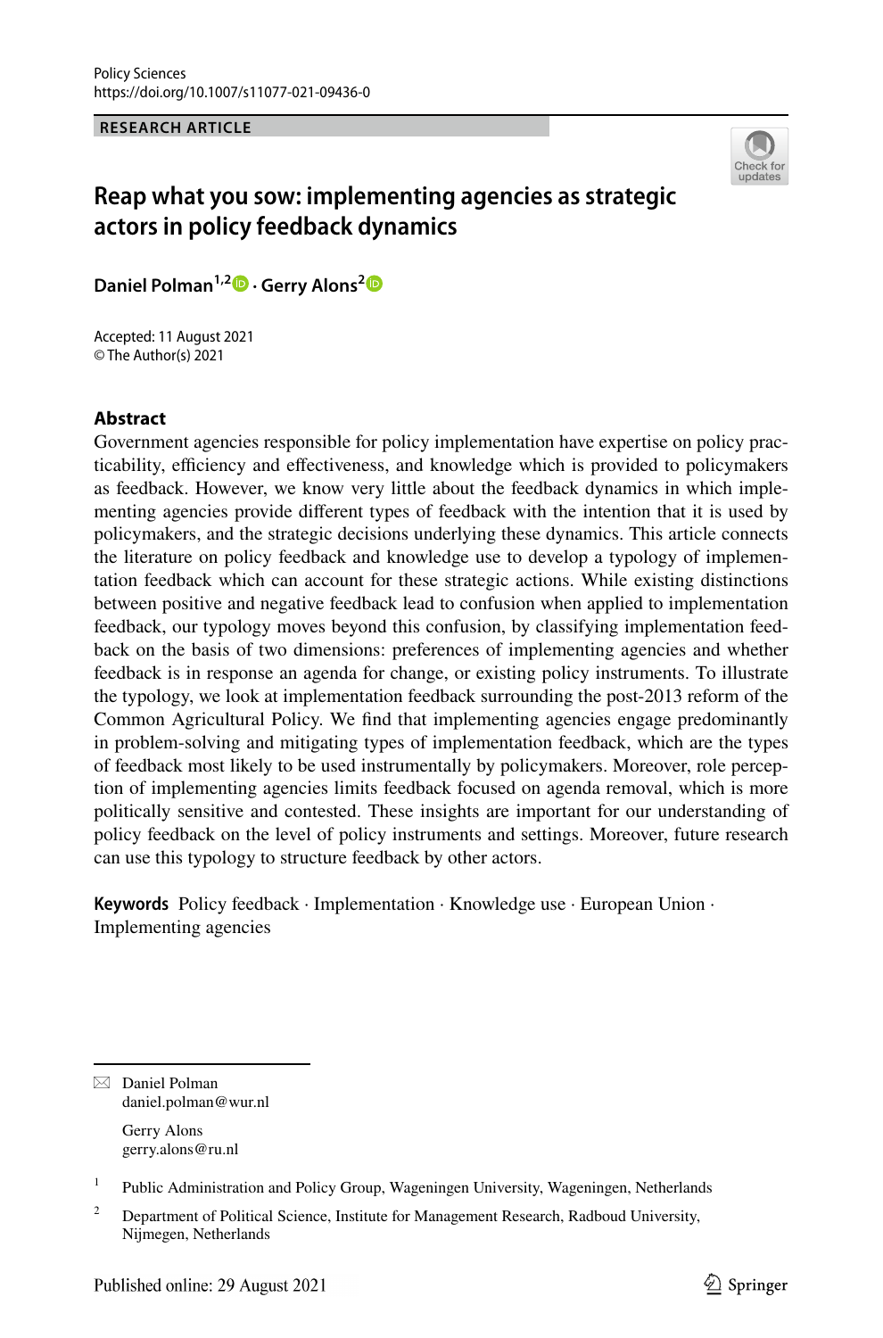Policy Sciences
https://doi.org/10.1007/s11077-021-09436-0

**RESEARCH ARTICLE**

# Reap what you sow: implementing agencies as strategic actors in policy feedback dynamics

**Daniel Polman**[1,2] **· Gerry Alons**[2]

Accepted: 11 August 2021
© The Author(s) 2021

## Abstract

Government agencies responsible for policy implementation have expertise on policy practicability, efficiency and effectiveness, and knowledge which is provided to policymakers as feedback. However, we know very little about the feedback dynamics in which implementing agencies provide different types of feedback with the intention that it is used by policymakers, and the strategic decisions underlying these dynamics. This article connects the literature on policy feedback and knowledge use to develop a typology of implementation feedback which can account for these strategic actions. While existing distinctions between positive and negative feedback lead to confusion when applied to implementation feedback, our typology moves beyond this confusion, by classifying implementation feedback on the basis of two dimensions: preferences of implementing agencies and whether feedback is in response an agenda for change, or existing policy instruments. To illustrate the typology, we look at implementation feedback surrounding the post-2013 reform of the Common Agricultural Policy. We find that implementing agencies engage predominantly in problem-solving and mitigating types of implementation feedback, which are the types of feedback most likely to be used instrumentally by policymakers. Moreover, role perception of implementing agencies limits feedback focused on agenda removal, which is more politically sensitive and contested. These insights are important for our understanding of policy feedback on the level of policy instruments and settings. Moreover, future research can use this typology to structure feedback by other actors.

**Keywords** Policy feedback · Implementation · Knowledge use · European Union · Implementing agencies

---

✉ Daniel Polman
daniel.polman@wur.nl

Gerry Alons
gerry.alons@ru.nl

[1] Public Administration and Policy Group, Wageningen University, Wageningen, Netherlands

[2] Department of Political Science, Institute for Management Research, Radboud University, Nijmegen, Netherlands

Published online: 29 August 2021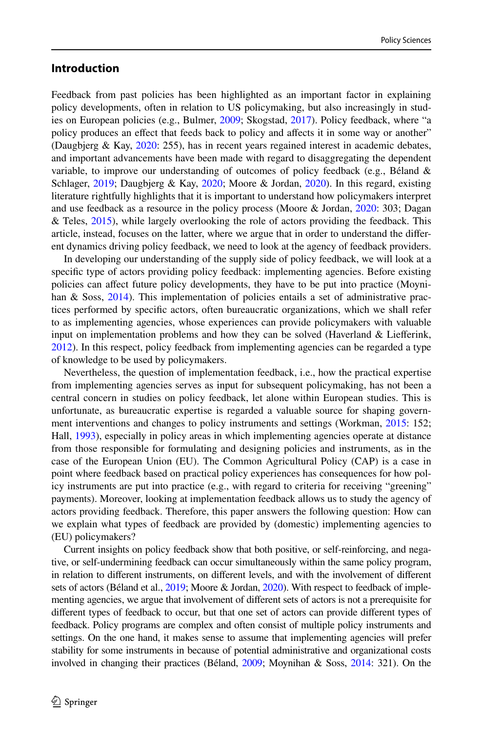## Introduction

Feedback from past policies has been highlighted as an important factor in explaining policy developments, often in relation to US policymaking, but also increasingly in studies on European policies (e.g., Bulmer, 2009; Skogstad, 2017). Policy feedback, where "a policy produces an effect that feeds back to policy and affects it in some way or another" (Daugbjerg & Kay, 2020: 255), has in recent years regained interest in academic debates, and important advancements have been made with regard to disaggregating the dependent variable, to improve our understanding of outcomes of policy feedback (e.g., Béland & Schlager, 2019; Daugbjerg & Kay, 2020; Moore & Jordan, 2020). In this regard, existing literature rightfully highlights that it is important to understand how policymakers interpret and use feedback as a resource in the policy process (Moore & Jordan, 2020: 303; Dagan & Teles, 2015), while largely overlooking the role of actors providing the feedback. This article, instead, focuses on the latter, where we argue that in order to understand the different dynamics driving policy feedback, we need to look at the agency of feedback providers.

In developing our understanding of the supply side of policy feedback, we will look at a specific type of actors providing policy feedback: implementing agencies. Before existing policies can affect future policy developments, they have to be put into practice (Moynihan & Soss, 2014). This implementation of policies entails a set of administrative practices performed by specific actors, often bureaucratic organizations, which we shall refer to as implementing agencies, whose experiences can provide policymakers with valuable input on implementation problems and how they can be solved (Haverland & Liefferink, 2012). In this respect, policy feedback from implementing agencies can be regarded a type of knowledge to be used by policymakers.

Nevertheless, the question of implementation feedback, i.e., how the practical expertise from implementing agencies serves as input for subsequent policymaking, has not been a central concern in studies on policy feedback, let alone within European studies. This is unfortunate, as bureaucratic expertise is regarded a valuable source for shaping government interventions and changes to policy instruments and settings (Workman, 2015: 152; Hall, 1993), especially in policy areas in which implementing agencies operate at distance from those responsible for formulating and designing policies and instruments, as in the case of the European Union (EU). The Common Agricultural Policy (CAP) is a case in point where feedback based on practical policy experiences has consequences for how policy instruments are put into practice (e.g., with regard to criteria for receiving "greening" payments). Moreover, looking at implementation feedback allows us to study the agency of actors providing feedback. Therefore, this paper answers the following question: How can we explain what types of feedback are provided by (domestic) implementing agencies to (EU) policymakers?

Current insights on policy feedback show that both positive, or self-reinforcing, and negative, or self-undermining feedback can occur simultaneously within the same policy program, in relation to different instruments, on different levels, and with the involvement of different sets of actors (Béland et al., 2019; Moore & Jordan, 2020). With respect to feedback of implementing agencies, we argue that involvement of different sets of actors is not a prerequisite for different types of feedback to occur, but that one set of actors can provide different types of feedback. Policy programs are complex and often consist of multiple policy instruments and settings. On the one hand, it makes sense to assume that implementing agencies will prefer stability for some instruments in because of potential administrative and organizational costs involved in changing their practices (Béland, 2009; Moynihan & Soss, 2014: 321). On the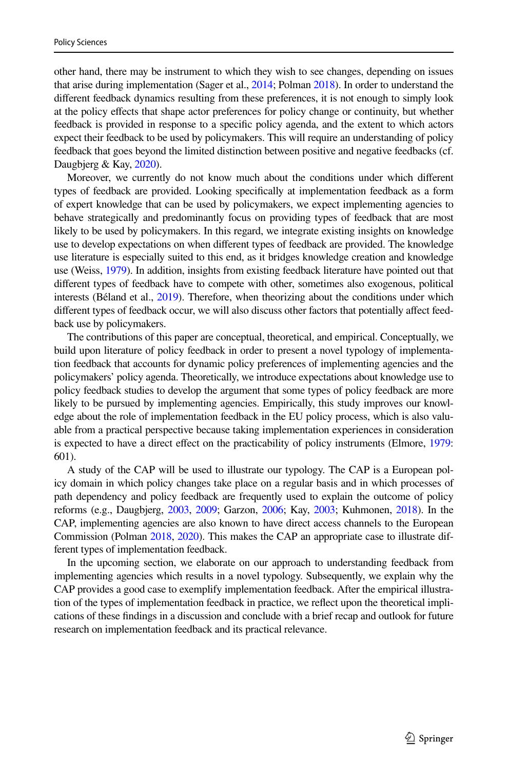other hand, there may be instrument to which they wish to see changes, depending on issues that arise during implementation (Sager et al., 2014; Polman 2018). In order to understand the different feedback dynamics resulting from these preferences, it is not enough to simply look at the policy effects that shape actor preferences for policy change or continuity, but whether feedback is provided in response to a specific policy agenda, and the extent to which actors expect their feedback to be used by policymakers. This will require an understanding of policy feedback that goes beyond the limited distinction between positive and negative feedbacks (cf. Daugbjerg & Kay, 2020).

Moreover, we currently do not know much about the conditions under which different types of feedback are provided. Looking specifically at implementation feedback as a form of expert knowledge that can be used by policymakers, we expect implementing agencies to behave strategically and predominantly focus on providing types of feedback that are most likely to be used by policymakers. In this regard, we integrate existing insights on knowledge use to develop expectations on when different types of feedback are provided. The knowledge use literature is especially suited to this end, as it bridges knowledge creation and knowledge use (Weiss, 1979). In addition, insights from existing feedback literature have pointed out that different types of feedback have to compete with other, sometimes also exogenous, political interests (Béland et al., 2019). Therefore, when theorizing about the conditions under which different types of feedback occur, we will also discuss other factors that potentially affect feedback use by policymakers.

The contributions of this paper are conceptual, theoretical, and empirical. Conceptually, we build upon literature of policy feedback in order to present a novel typology of implementation feedback that accounts for dynamic policy preferences of implementing agencies and the policymakers' policy agenda. Theoretically, we introduce expectations about knowledge use to policy feedback studies to develop the argument that some types of policy feedback are more likely to be pursued by implementing agencies. Empirically, this study improves our knowledge about the role of implementation feedback in the EU policy process, which is also valuable from a practical perspective because taking implementation experiences in consideration is expected to have a direct effect on the practicability of policy instruments (Elmore, 1979: 601).

A study of the CAP will be used to illustrate our typology. The CAP is a European policy domain in which policy changes take place on a regular basis and in which processes of path dependency and policy feedback are frequently used to explain the outcome of policy reforms (e.g., Daugbjerg, 2003, 2009; Garzon, 2006; Kay, 2003; Kuhmonen, 2018). In the CAP, implementing agencies are also known to have direct access channels to the European Commission (Polman 2018, 2020). This makes the CAP an appropriate case to illustrate different types of implementation feedback.

In the upcoming section, we elaborate on our approach to understanding feedback from implementing agencies which results in a novel typology. Subsequently, we explain why the CAP provides a good case to exemplify implementation feedback. After the empirical illustration of the types of implementation feedback in practice, we reflect upon the theoretical implications of these findings in a discussion and conclude with a brief recap and outlook for future research on implementation feedback and its practical relevance.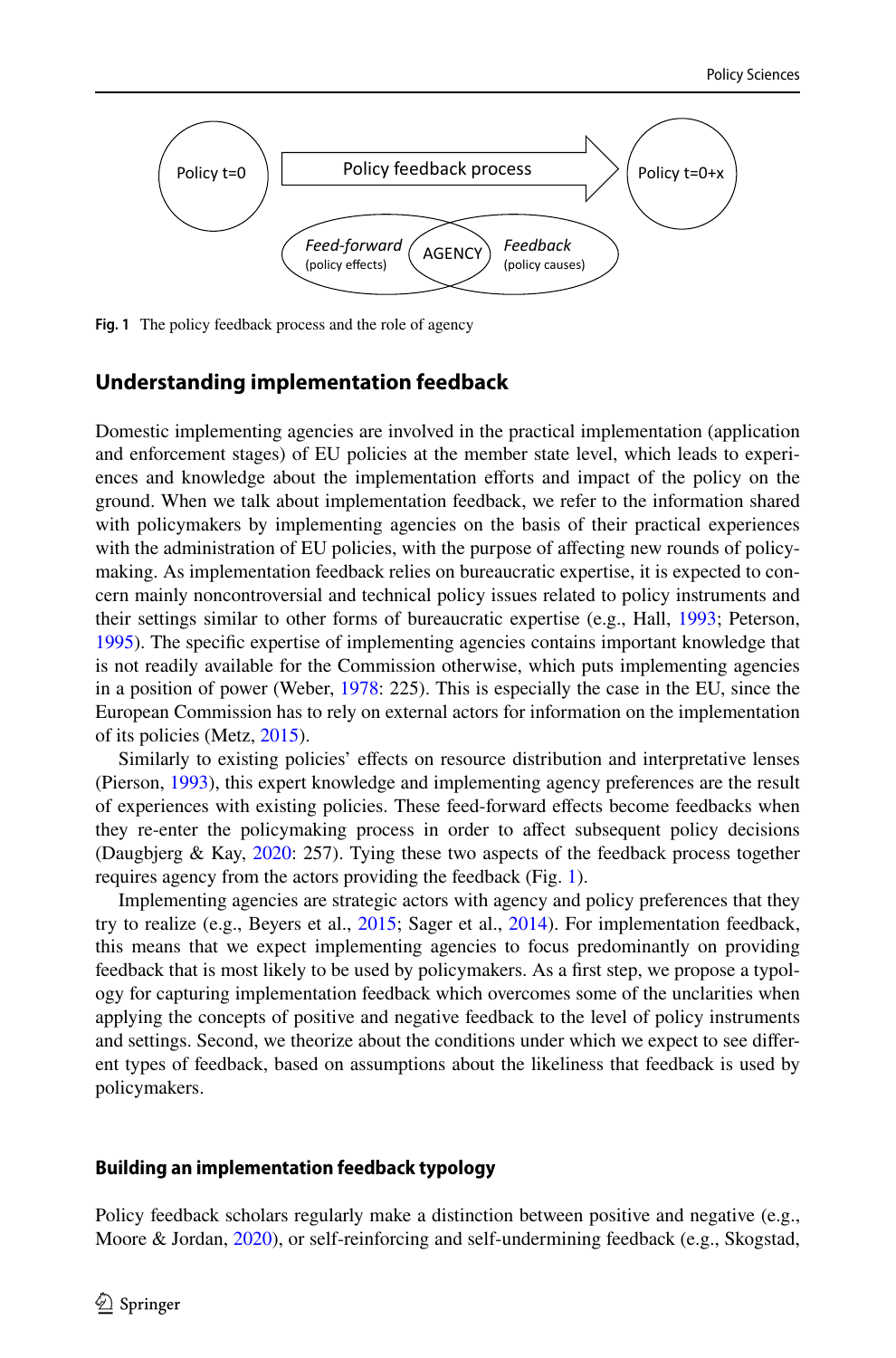Fig. 1 The policy feedback process and the role of agency

## Understanding implementation feedback

Domestic implementing agencies are involved in the practical implementation (application and enforcement stages) of EU policies at the member state level, which leads to experiences and knowledge about the implementation efforts and impact of the policy on the ground. When we talk about implementation feedback, we refer to the information shared with policymakers by implementing agencies on the basis of their practical experiences with the administration of EU policies, with the purpose of affecting new rounds of policymaking. As implementation feedback relies on bureaucratic expertise, it is expected to concern mainly noncontroversial and technical policy issues related to policy instruments and their settings similar to other forms of bureaucratic expertise (e.g., Hall, 1993; Peterson, 1995). The specific expertise of implementing agencies contains important knowledge that is not readily available for the Commission otherwise, which puts implementing agencies in a position of power (Weber, 1978: 225). This is especially the case in the EU, since the European Commission has to rely on external actors for information on the implementation of its policies (Metz, 2015).

Similarly to existing policies' effects on resource distribution and interpretative lenses (Pierson, 1993), this expert knowledge and implementing agency preferences are the result of experiences with existing policies. These feed-forward effects become feedbacks when they re-enter the policymaking process in order to affect subsequent policy decisions (Daugbjerg & Kay, 2020: 257). Tying these two aspects of the feedback process together requires agency from the actors providing the feedback (Fig. 1).

Implementing agencies are strategic actors with agency and policy preferences that they try to realize (e.g., Beyers et al., 2015; Sager et al., 2014). For implementation feedback, this means that we expect implementing agencies to focus predominantly on providing feedback that is most likely to be used by policymakers. As a first step, we propose a typology for capturing implementation feedback which overcomes some of the unclarities when applying the concepts of positive and negative feedback to the level of policy instruments and settings. Second, we theorize about the conditions under which we expect to see different types of feedback, based on assumptions about the likeliness that feedback is used by policymakers.

### Building an implementation feedback typology

Policy feedback scholars regularly make a distinction between positive and negative (e.g., Moore & Jordan, 2020), or self-reinforcing and self-undermining feedback (e.g., Skogstad,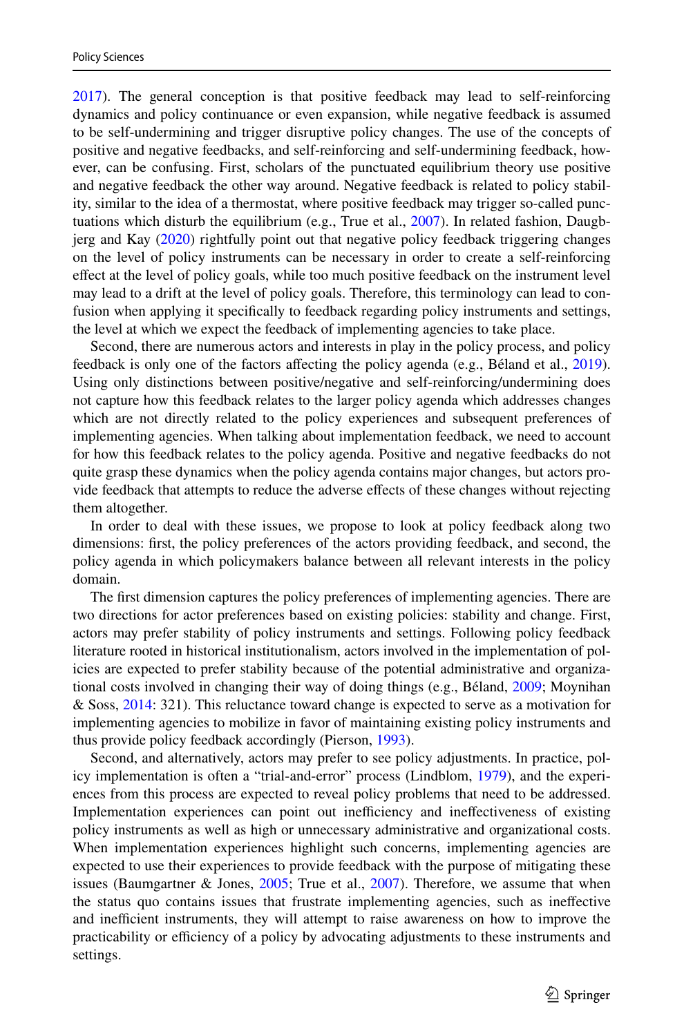2017). The general conception is that positive feedback may lead to self-reinforcing dynamics and policy continuance or even expansion, while negative feedback is assumed to be self-undermining and trigger disruptive policy changes. The use of the concepts of positive and negative feedbacks, and self-reinforcing and self-undermining feedback, however, can be confusing. First, scholars of the punctuated equilibrium theory use positive and negative feedback the other way around. Negative feedback is related to policy stability, similar to the idea of a thermostat, where positive feedback may trigger so-called punctuations which disturb the equilibrium (e.g., True et al., 2007). In related fashion, Daugbjerg and Kay (2020) rightfully point out that negative policy feedback triggering changes on the level of policy instruments can be necessary in order to create a self-reinforcing effect at the level of policy goals, while too much positive feedback on the instrument level may lead to a drift at the level of policy goals. Therefore, this terminology can lead to confusion when applying it specifically to feedback regarding policy instruments and settings, the level at which we expect the feedback of implementing agencies to take place.

Second, there are numerous actors and interests in play in the policy process, and policy feedback is only one of the factors affecting the policy agenda (e.g., Béland et al., 2019). Using only distinctions between positive/negative and self-reinforcing/undermining does not capture how this feedback relates to the larger policy agenda which addresses changes which are not directly related to the policy experiences and subsequent preferences of implementing agencies. When talking about implementation feedback, we need to account for how this feedback relates to the policy agenda. Positive and negative feedbacks do not quite grasp these dynamics when the policy agenda contains major changes, but actors provide feedback that attempts to reduce the adverse effects of these changes without rejecting them altogether.

In order to deal with these issues, we propose to look at policy feedback along two dimensions: first, the policy preferences of the actors providing feedback, and second, the policy agenda in which policymakers balance between all relevant interests in the policy domain.

The first dimension captures the policy preferences of implementing agencies. There are two directions for actor preferences based on existing policies: stability and change. First, actors may prefer stability of policy instruments and settings. Following policy feedback literature rooted in historical institutionalism, actors involved in the implementation of policies are expected to prefer stability because of the potential administrative and organizational costs involved in changing their way of doing things (e.g., Béland, 2009; Moynihan & Soss, 2014: 321). This reluctance toward change is expected to serve as a motivation for implementing agencies to mobilize in favor of maintaining existing policy instruments and thus provide policy feedback accordingly (Pierson, 1993).

Second, and alternatively, actors may prefer to see policy adjustments. In practice, policy implementation is often a "trial-and-error" process (Lindblom, 1979), and the experiences from this process are expected to reveal policy problems that need to be addressed. Implementation experiences can point out inefficiency and ineffectiveness of existing policy instruments as well as high or unnecessary administrative and organizational costs. When implementation experiences highlight such concerns, implementing agencies are expected to use their experiences to provide feedback with the purpose of mitigating these issues (Baumgartner & Jones, 2005; True et al., 2007). Therefore, we assume that when the status quo contains issues that frustrate implementing agencies, such as ineffective and inefficient instruments, they will attempt to raise awareness on how to improve the practicability or efficiency of a policy by advocating adjustments to these instruments and settings.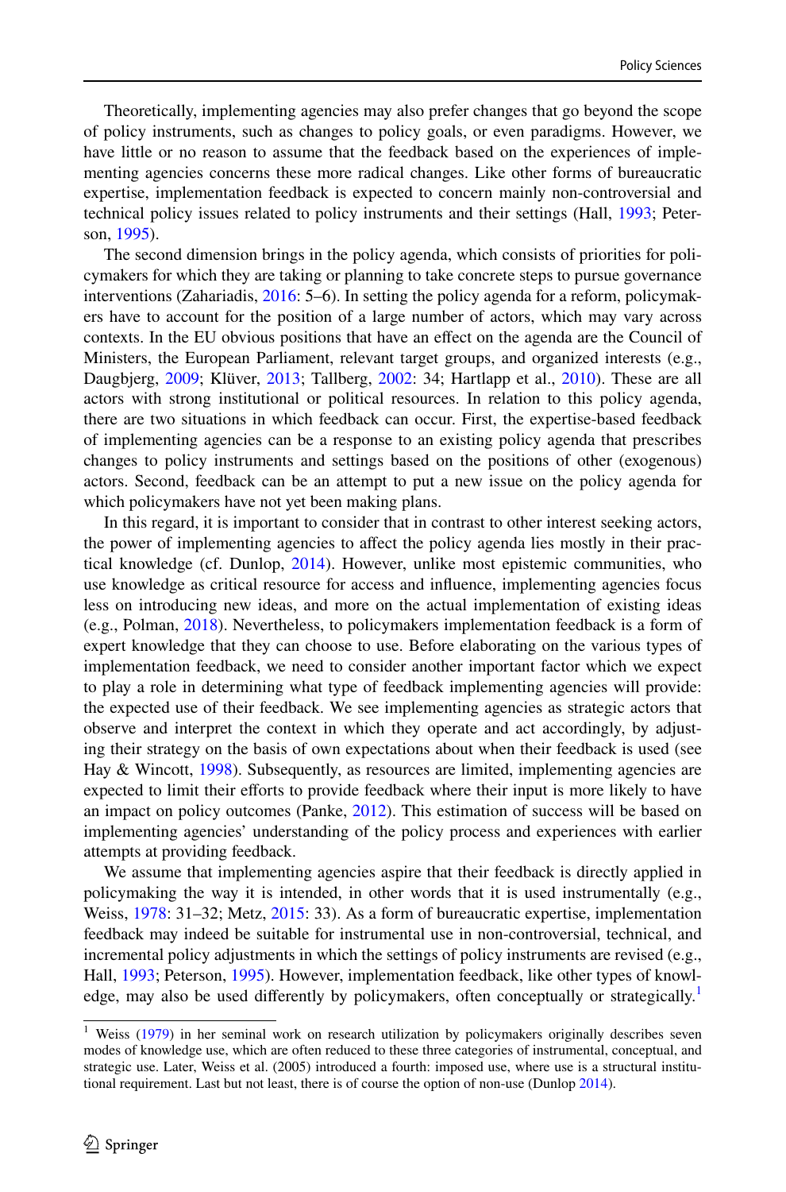Theoretically, implementing agencies may also prefer changes that go beyond the scope of policy instruments, such as changes to policy goals, or even paradigms. However, we have little or no reason to assume that the feedback based on the experiences of implementing agencies concerns these more radical changes. Like other forms of bureaucratic expertise, implementation feedback is expected to concern mainly non-controversial and technical policy issues related to policy instruments and their settings (Hall, 1993; Peterson, 1995).

The second dimension brings in the policy agenda, which consists of priorities for policymakers for which they are taking or planning to take concrete steps to pursue governance interventions (Zahariadis, 2016: 5–6). In setting the policy agenda for a reform, policymakers have to account for the position of a large number of actors, which may vary across contexts. In the EU obvious positions that have an effect on the agenda are the Council of Ministers, the European Parliament, relevant target groups, and organized interests (e.g., Daugbjerg, 2009; Klüver, 2013; Tallberg, 2002: 34; Hartlapp et al., 2010). These are all actors with strong institutional or political resources. In relation to this policy agenda, there are two situations in which feedback can occur. First, the expertise-based feedback of implementing agencies can be a response to an existing policy agenda that prescribes changes to policy instruments and settings based on the positions of other (exogenous) actors. Second, feedback can be an attempt to put a new issue on the policy agenda for which policymakers have not yet been making plans.

In this regard, it is important to consider that in contrast to other interest seeking actors, the power of implementing agencies to affect the policy agenda lies mostly in their practical knowledge (cf. Dunlop, 2014). However, unlike most epistemic communities, who use knowledge as critical resource for access and influence, implementing agencies focus less on introducing new ideas, and more on the actual implementation of existing ideas (e.g., Polman, 2018). Nevertheless, to policymakers implementation feedback is a form of expert knowledge that they can choose to use. Before elaborating on the various types of implementation feedback, we need to consider another important factor which we expect to play a role in determining what type of feedback implementing agencies will provide: the expected use of their feedback. We see implementing agencies as strategic actors that observe and interpret the context in which they operate and act accordingly, by adjusting their strategy on the basis of own expectations about when their feedback is used (see Hay & Wincott, 1998). Subsequently, as resources are limited, implementing agencies are expected to limit their efforts to provide feedback where their input is more likely to have an impact on policy outcomes (Panke, 2012). This estimation of success will be based on implementing agencies' understanding of the policy process and experiences with earlier attempts at providing feedback.

We assume that implementing agencies aspire that their feedback is directly applied in policymaking the way it is intended, in other words that it is used instrumentally (e.g., Weiss, 1978: 31–32; Metz, 2015: 33). As a form of bureaucratic expertise, implementation feedback may indeed be suitable for instrumental use in non-controversial, technical, and incremental policy adjustments in which the settings of policy instruments are revised (e.g., Hall, 1993; Peterson, 1995). However, implementation feedback, like other types of knowledge, may also be used differently by policymakers, often conceptually or strategically.[1]

[1] Weiss (1979) in her seminal work on research utilization by policymakers originally describes seven modes of knowledge use, which are often reduced to these three categories of instrumental, conceptual, and strategic use. Later, Weiss et al. (2005) introduced a fourth: imposed use, where use is a structural institutional requirement. Last but not least, there is of course the option of non-use (Dunlop 2014).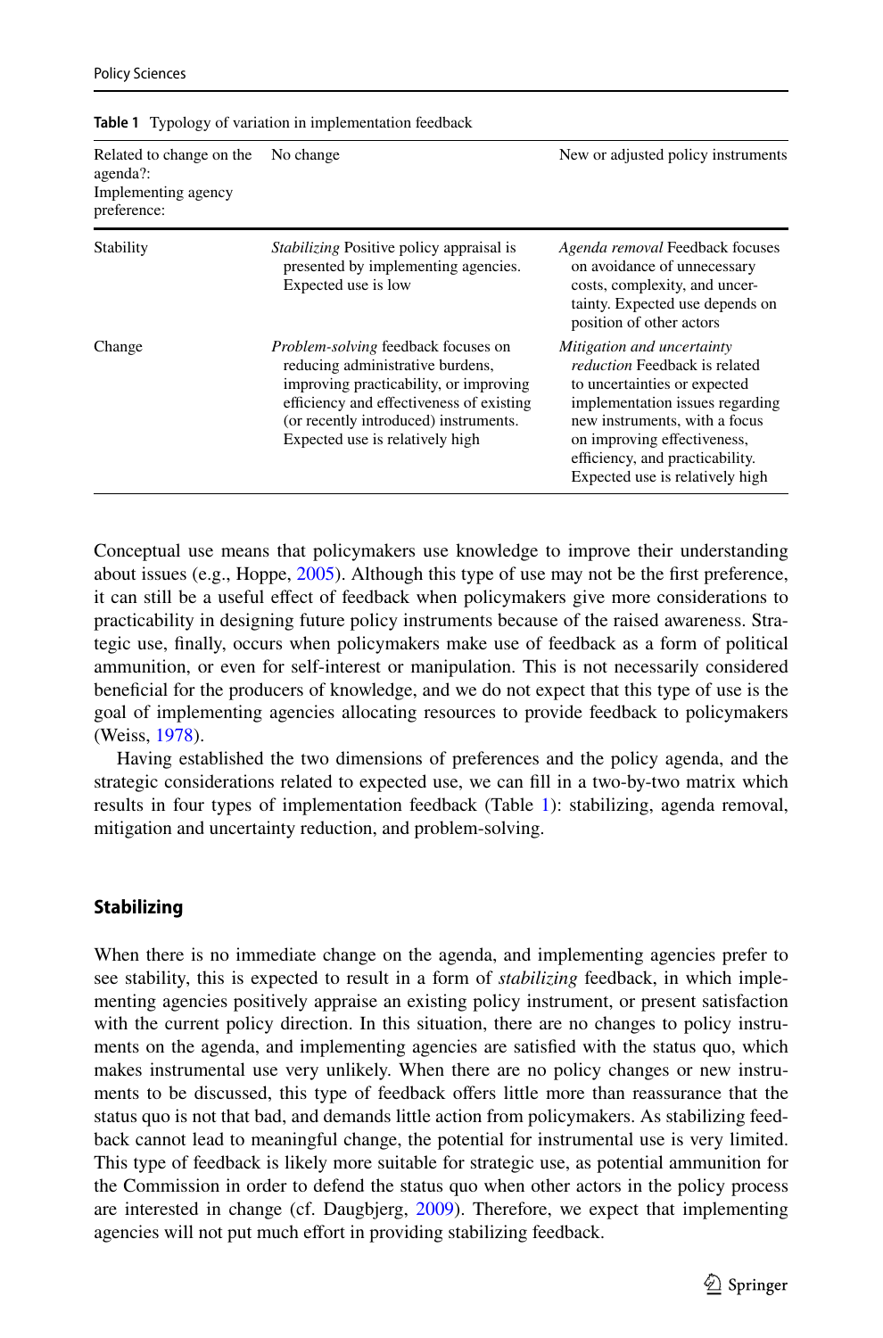**Table 1** Typology of variation in implementation feedback

| Related to change on the agenda?: Implementing agency preference: | No change | New or adjusted policy instruments |
|---|---|---|
| Stability | *Stabilizing* Positive policy appraisal is presented by implementing agencies. Expected use is low | *Agenda removal* Feedback focuses on avoidance of unnecessary costs, complexity, and uncertainty. Expected use depends on position of other actors |
| Change | *Problem-solving* feedback focuses on reducing administrative burdens, improving practicability, or improving efficiency and effectiveness of existing (or recently introduced) instruments. Expected use is relatively high | *Mitigation and uncertainty reduction* Feedback is related to uncertainties or expected implementation issues regarding new instruments, with a focus on improving effectiveness, efficiency, and practicability. Expected use is relatively high |

Conceptual use means that policymakers use knowledge to improve their understanding about issues (e.g., Hoppe, 2005). Although this type of use may not be the first preference, it can still be a useful effect of feedback when policymakers give more considerations to practicability in designing future policy instruments because of the raised awareness. Strategic use, finally, occurs when policymakers make use of feedback as a form of political ammunition, or even for self-interest or manipulation. This is not necessarily considered beneficial for the producers of knowledge, and we do not expect that this type of use is the goal of implementing agencies allocating resources to provide feedback to policymakers (Weiss, 1978).

Having established the two dimensions of preferences and the policy agenda, and the strategic considerations related to expected use, we can fill in a two-by-two matrix which results in four types of implementation feedback (Table 1): stabilizing, agenda removal, mitigation and uncertainty reduction, and problem-solving.

## Stabilizing

When there is no immediate change on the agenda, and implementing agencies prefer to see stability, this is expected to result in a form of *stabilizing* feedback, in which implementing agencies positively appraise an existing policy instrument, or present satisfaction with the current policy direction. In this situation, there are no changes to policy instruments on the agenda, and implementing agencies are satisfied with the status quo, which makes instrumental use very unlikely. When there are no policy changes or new instruments to be discussed, this type of feedback offers little more than reassurance that the status quo is not that bad, and demands little action from policymakers. As stabilizing feedback cannot lead to meaningful change, the potential for instrumental use is very limited. This type of feedback is likely more suitable for strategic use, as potential ammunition for the Commission in order to defend the status quo when other actors in the policy process are interested in change (cf. Daugbjerg, 2009). Therefore, we expect that implementing agencies will not put much effort in providing stabilizing feedback.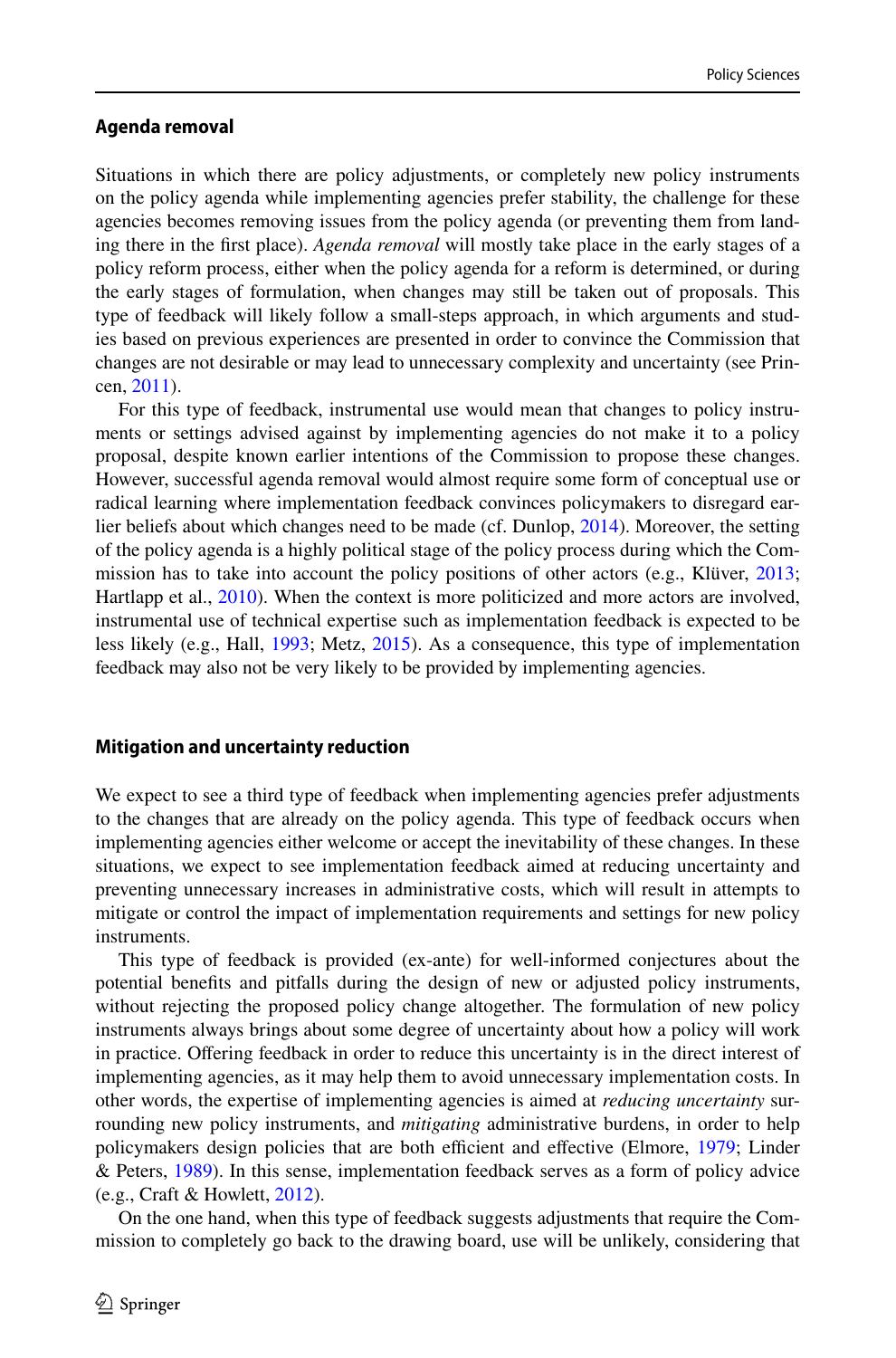### Agenda removal

Situations in which there are policy adjustments, or completely new policy instruments on the policy agenda while implementing agencies prefer stability, the challenge for these agencies becomes removing issues from the policy agenda (or preventing them from landing there in the first place). *Agenda removal* will mostly take place in the early stages of a policy reform process, either when the policy agenda for a reform is determined, or during the early stages of formulation, when changes may still be taken out of proposals. This type of feedback will likely follow a small-steps approach, in which arguments and studies based on previous experiences are presented in order to convince the Commission that changes are not desirable or may lead to unnecessary complexity and uncertainty (see Princen, 2011).

For this type of feedback, instrumental use would mean that changes to policy instruments or settings advised against by implementing agencies do not make it to a policy proposal, despite known earlier intentions of the Commission to propose these changes. However, successful agenda removal would almost require some form of conceptual use or radical learning where implementation feedback convinces policymakers to disregard earlier beliefs about which changes need to be made (cf. Dunlop, 2014). Moreover, the setting of the policy agenda is a highly political stage of the policy process during which the Commission has to take into account the policy positions of other actors (e.g., Klüver, 2013; Hartlapp et al., 2010). When the context is more politicized and more actors are involved, instrumental use of technical expertise such as implementation feedback is expected to be less likely (e.g., Hall, 1993; Metz, 2015). As a consequence, this type of implementation feedback may also not be very likely to be provided by implementing agencies.

### Mitigation and uncertainty reduction

We expect to see a third type of feedback when implementing agencies prefer adjustments to the changes that are already on the policy agenda. This type of feedback occurs when implementing agencies either welcome or accept the inevitability of these changes. In these situations, we expect to see implementation feedback aimed at reducing uncertainty and preventing unnecessary increases in administrative costs, which will result in attempts to mitigate or control the impact of implementation requirements and settings for new policy instruments.

This type of feedback is provided (ex-ante) for well-informed conjectures about the potential benefits and pitfalls during the design of new or adjusted policy instruments, without rejecting the proposed policy change altogether. The formulation of new policy instruments always brings about some degree of uncertainty about how a policy will work in practice. Offering feedback in order to reduce this uncertainty is in the direct interest of implementing agencies, as it may help them to avoid unnecessary implementation costs. In other words, the expertise of implementing agencies is aimed at *reducing uncertainty* surrounding new policy instruments, and *mitigating* administrative burdens, in order to help policymakers design policies that are both efficient and effective (Elmore, 1979; Linder & Peters, 1989). In this sense, implementation feedback serves as a form of policy advice (e.g., Craft & Howlett, 2012).

On the one hand, when this type of feedback suggests adjustments that require the Commission to completely go back to the drawing board, use will be unlikely, considering that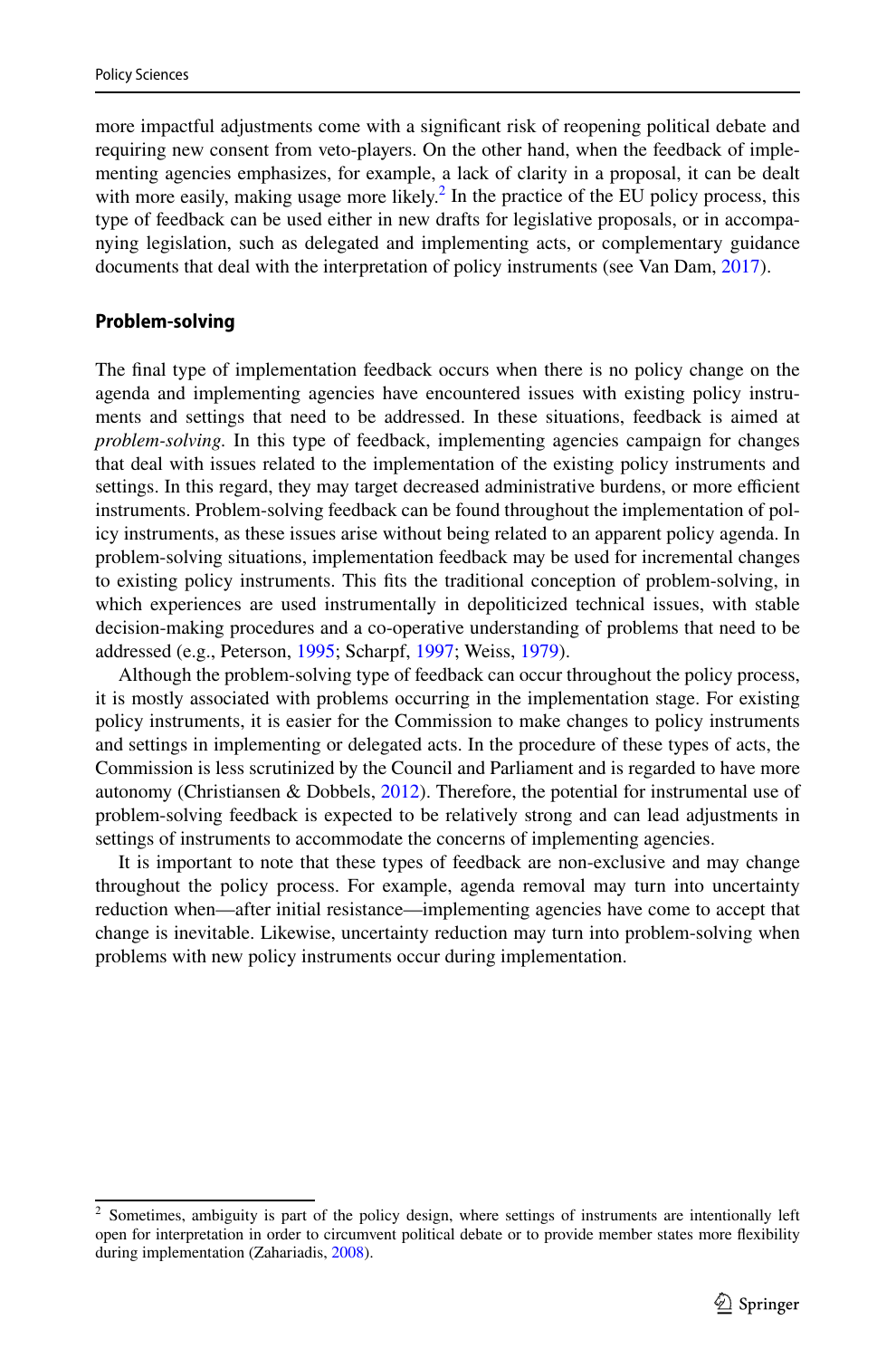more impactful adjustments come with a significant risk of reopening political debate and requiring new consent from veto-players. On the other hand, when the feedback of implementing agencies emphasizes, for example, a lack of clarity in a proposal, it can be dealt with more easily, making usage more likely.[2] In the practice of the EU policy process, this type of feedback can be used either in new drafts for legislative proposals, or in accompanying legislation, such as delegated and implementing acts, or complementary guidance documents that deal with the interpretation of policy instruments (see Van Dam, 2017).

### Problem-solving

The final type of implementation feedback occurs when there is no policy change on the agenda and implementing agencies have encountered issues with existing policy instruments and settings that need to be addressed. In these situations, feedback is aimed at *problem-solving.* In this type of feedback, implementing agencies campaign for changes that deal with issues related to the implementation of the existing policy instruments and settings. In this regard, they may target decreased administrative burdens, or more efficient instruments. Problem-solving feedback can be found throughout the implementation of policy instruments, as these issues arise without being related to an apparent policy agenda. In problem-solving situations, implementation feedback may be used for incremental changes to existing policy instruments. This fits the traditional conception of problem-solving, in which experiences are used instrumentally in depoliticized technical issues, with stable decision-making procedures and a co-operative understanding of problems that need to be addressed (e.g., Peterson, 1995; Scharpf, 1997; Weiss, 1979).

Although the problem-solving type of feedback can occur throughout the policy process, it is mostly associated with problems occurring in the implementation stage. For existing policy instruments, it is easier for the Commission to make changes to policy instruments and settings in implementing or delegated acts. In the procedure of these types of acts, the Commission is less scrutinized by the Council and Parliament and is regarded to have more autonomy (Christiansen & Dobbels, 2012). Therefore, the potential for instrumental use of problem-solving feedback is expected to be relatively strong and can lead adjustments in settings of instruments to accommodate the concerns of implementing agencies.

It is important to note that these types of feedback are non-exclusive and may change throughout the policy process. For example, agenda removal may turn into uncertainty reduction when—after initial resistance—implementing agencies have come to accept that change is inevitable. Likewise, uncertainty reduction may turn into problem-solving when problems with new policy instruments occur during implementation.

[2] Sometimes, ambiguity is part of the policy design, where settings of instruments are intentionally left open for interpretation in order to circumvent political debate or to provide member states more flexibility during implementation (Zahariadis, 2008).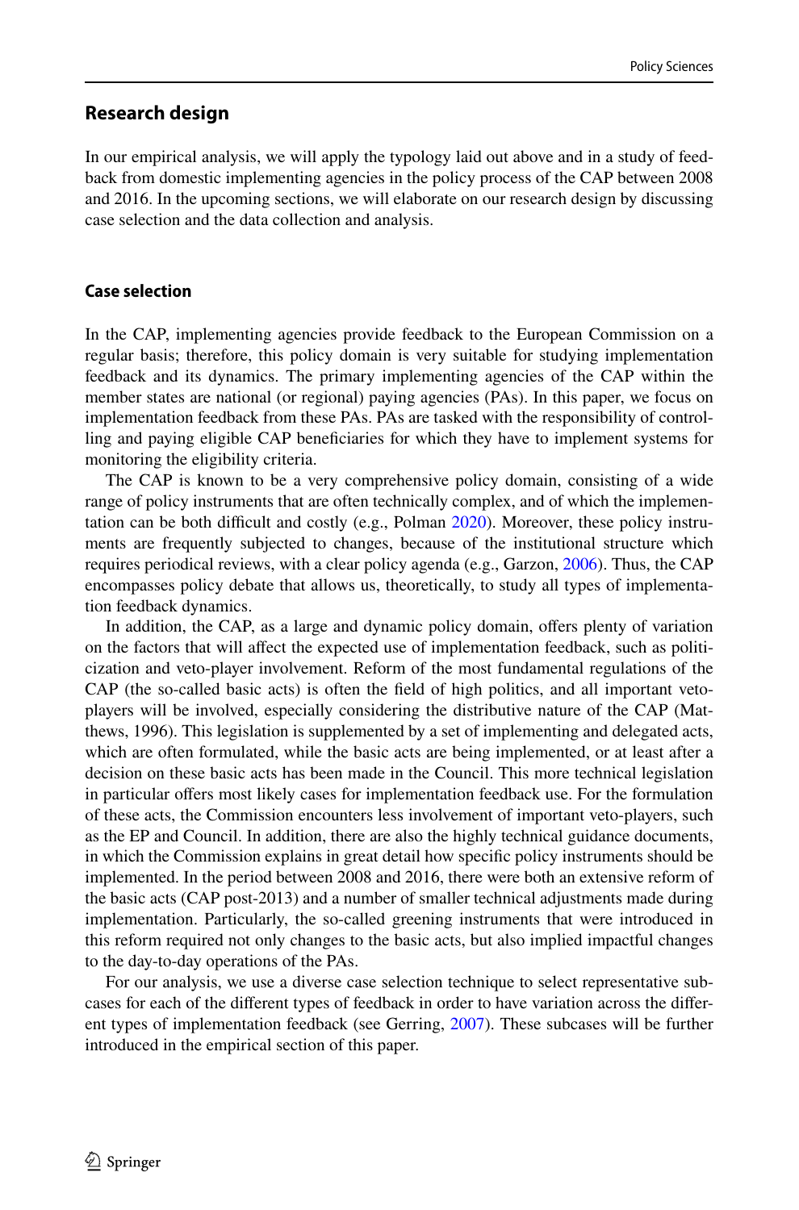## Research design

In our empirical analysis, we will apply the typology laid out above and in a study of feedback from domestic implementing agencies in the policy process of the CAP between 2008 and 2016. In the upcoming sections, we will elaborate on our research design by discussing case selection and the data collection and analysis.

### Case selection

In the CAP, implementing agencies provide feedback to the European Commission on a regular basis; therefore, this policy domain is very suitable for studying implementation feedback and its dynamics. The primary implementing agencies of the CAP within the member states are national (or regional) paying agencies (PAs). In this paper, we focus on implementation feedback from these PAs. PAs are tasked with the responsibility of controlling and paying eligible CAP beneficiaries for which they have to implement systems for monitoring the eligibility criteria.

The CAP is known to be a very comprehensive policy domain, consisting of a wide range of policy instruments that are often technically complex, and of which the implementation can be both difficult and costly (e.g., Polman 2020). Moreover, these policy instruments are frequently subjected to changes, because of the institutional structure which requires periodical reviews, with a clear policy agenda (e.g., Garzon, 2006). Thus, the CAP encompasses policy debate that allows us, theoretically, to study all types of implementation feedback dynamics.

In addition, the CAP, as a large and dynamic policy domain, offers plenty of variation on the factors that will affect the expected use of implementation feedback, such as politicization and veto-player involvement. Reform of the most fundamental regulations of the CAP (the so-called basic acts) is often the field of high politics, and all important veto-players will be involved, especially considering the distributive nature of the CAP (Matthews, 1996). This legislation is supplemented by a set of implementing and delegated acts, which are often formulated, while the basic acts are being implemented, or at least after a decision on these basic acts has been made in the Council. This more technical legislation in particular offers most likely cases for implementation feedback use. For the formulation of these acts, the Commission encounters less involvement of important veto-players, such as the EP and Council. In addition, there are also the highly technical guidance documents, in which the Commission explains in great detail how specific policy instruments should be implemented. In the period between 2008 and 2016, there were both an extensive reform of the basic acts (CAP post-2013) and a number of smaller technical adjustments made during implementation. Particularly, the so-called greening instruments that were introduced in this reform required not only changes to the basic acts, but also implied impactful changes to the day-to-day operations of the PAs.

For our analysis, we use a diverse case selection technique to select representative subcases for each of the different types of feedback in order to have variation across the different types of implementation feedback (see Gerring, 2007). These subcases will be further introduced in the empirical section of this paper.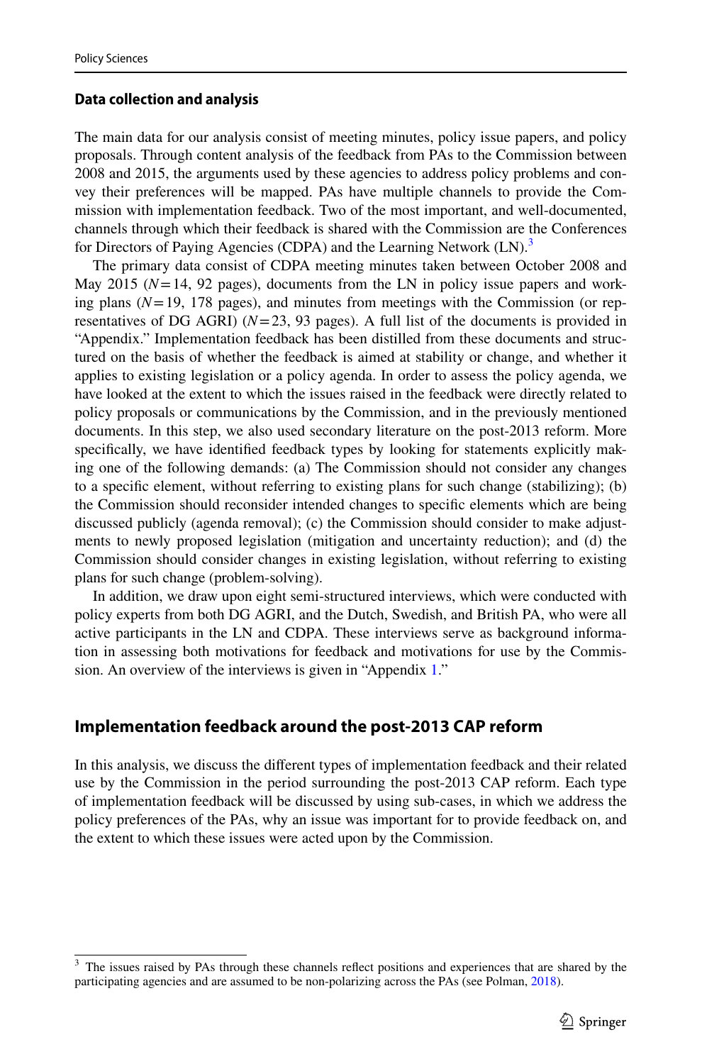### Data collection and analysis

The main data for our analysis consist of meeting minutes, policy issue papers, and policy proposals. Through content analysis of the feedback from PAs to the Commission between 2008 and 2015, the arguments used by these agencies to address policy problems and convey their preferences will be mapped. PAs have multiple channels to provide the Commission with implementation feedback. Two of the most important, and well-documented, channels through which their feedback is shared with the Commission are the Conferences for Directors of Paying Agencies (CDPA) and the Learning Network (LN).[3]

The primary data consist of CDPA meeting minutes taken between October 2008 and May 2015 ($N=14$, 92 pages), documents from the LN in policy issue papers and working plans ($N=19$, 178 pages), and minutes from meetings with the Commission (or representatives of DG AGRI) ($N=23$, 93 pages). A full list of the documents is provided in "Appendix." Implementation feedback has been distilled from these documents and structured on the basis of whether the feedback is aimed at stability or change, and whether it applies to existing legislation or a policy agenda. In order to assess the policy agenda, we have looked at the extent to which the issues raised in the feedback were directly related to policy proposals or communications by the Commission, and in the previously mentioned documents. In this step, we also used secondary literature on the post-2013 reform. More specifically, we have identified feedback types by looking for statements explicitly making one of the following demands: (a) The Commission should not consider any changes to a specific element, without referring to existing plans for such change (stabilizing); (b) the Commission should reconsider intended changes to specific elements which are being discussed publicly (agenda removal); (c) the Commission should consider to make adjustments to newly proposed legislation (mitigation and uncertainty reduction); and (d) the Commission should consider changes in existing legislation, without referring to existing plans for such change (problem-solving).

In addition, we draw upon eight semi-structured interviews, which were conducted with policy experts from both DG AGRI, and the Dutch, Swedish, and British PA, who were all active participants in the LN and CDPA. These interviews serve as background information in assessing both motivations for feedback and motivations for use by the Commission. An overview of the interviews is given in "Appendix 1."

## Implementation feedback around the post-2013 CAP reform

In this analysis, we discuss the different types of implementation feedback and their related use by the Commission in the period surrounding the post-2013 CAP reform. Each type of implementation feedback will be discussed by using sub-cases, in which we address the policy preferences of the PAs, why an issue was important for to provide feedback on, and the extent to which these issues were acted upon by the Commission.

[3] The issues raised by PAs through these channels reflect positions and experiences that are shared by the participating agencies and are assumed to be non-polarizing across the PAs (see Polman, 2018).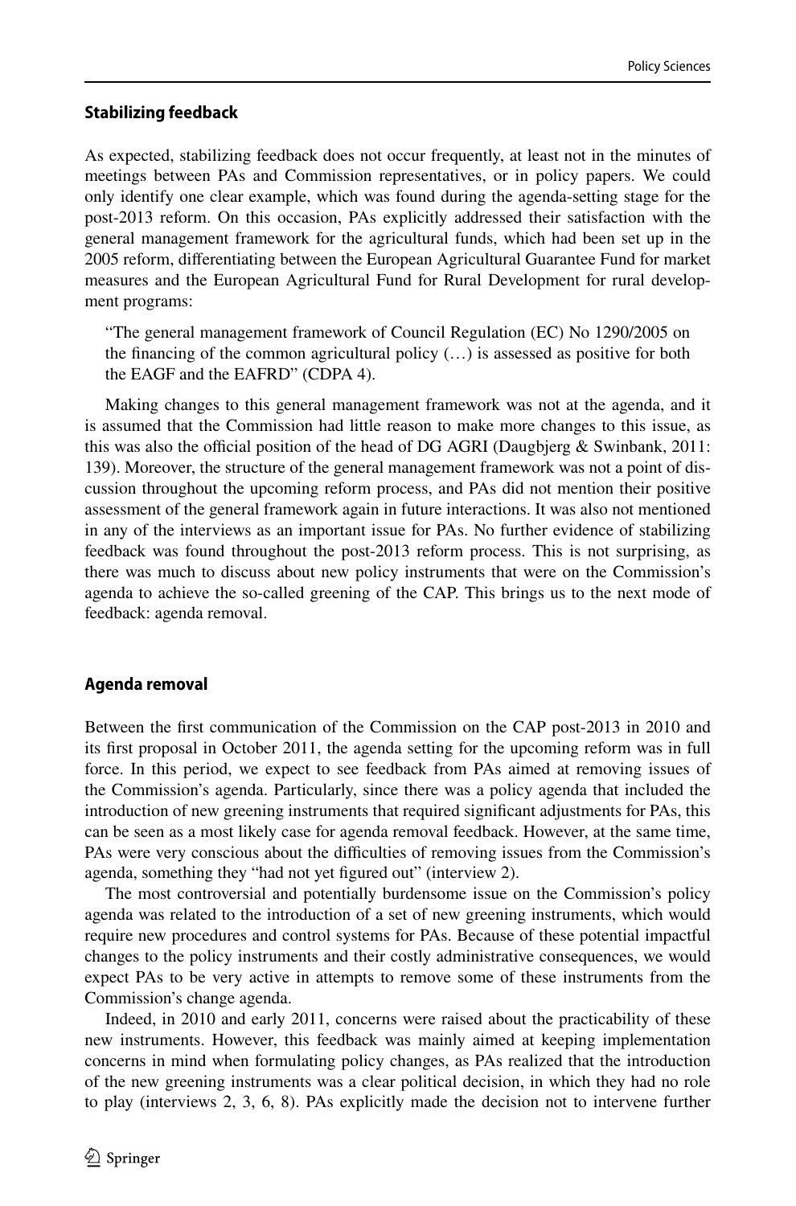### Stabilizing feedback

As expected, stabilizing feedback does not occur frequently, at least not in the minutes of meetings between PAs and Commission representatives, or in policy papers. We could only identify one clear example, which was found during the agenda-setting stage for the post-2013 reform. On this occasion, PAs explicitly addressed their satisfaction with the general management framework for the agricultural funds, which had been set up in the 2005 reform, differentiating between the European Agricultural Guarantee Fund for market measures and the European Agricultural Fund for Rural Development for rural development programs:

> "The general management framework of Council Regulation (EC) No 1290/2005 on the financing of the common agricultural policy (…) is assessed as positive for both the EAGF and the EAFRD" (CDPA 4).

Making changes to this general management framework was not at the agenda, and it is assumed that the Commission had little reason to make more changes to this issue, as this was also the official position of the head of DG AGRI (Daugbjerg & Swinbank, 2011: 139). Moreover, the structure of the general management framework was not a point of discussion throughout the upcoming reform process, and PAs did not mention their positive assessment of the general framework again in future interactions. It was also not mentioned in any of the interviews as an important issue for PAs. No further evidence of stabilizing feedback was found throughout the post-2013 reform process. This is not surprising, as there was much to discuss about new policy instruments that were on the Commission's agenda to achieve the so-called greening of the CAP. This brings us to the next mode of feedback: agenda removal.

### Agenda removal

Between the first communication of the Commission on the CAP post-2013 in 2010 and its first proposal in October 2011, the agenda setting for the upcoming reform was in full force. In this period, we expect to see feedback from PAs aimed at removing issues of the Commission's agenda. Particularly, since there was a policy agenda that included the introduction of new greening instruments that required significant adjustments for PAs, this can be seen as a most likely case for agenda removal feedback. However, at the same time, PAs were very conscious about the difficulties of removing issues from the Commission's agenda, something they "had not yet figured out" (interview 2).

The most controversial and potentially burdensome issue on the Commission's policy agenda was related to the introduction of a set of new greening instruments, which would require new procedures and control systems for PAs. Because of these potential impactful changes to the policy instruments and their costly administrative consequences, we would expect PAs to be very active in attempts to remove some of these instruments from the Commission's change agenda.

Indeed, in 2010 and early 2011, concerns were raised about the practicability of these new instruments. However, this feedback was mainly aimed at keeping implementation concerns in mind when formulating policy changes, as PAs realized that the introduction of the new greening instruments was a clear political decision, in which they had no role to play (interviews 2, 3, 6, 8). PAs explicitly made the decision not to intervene further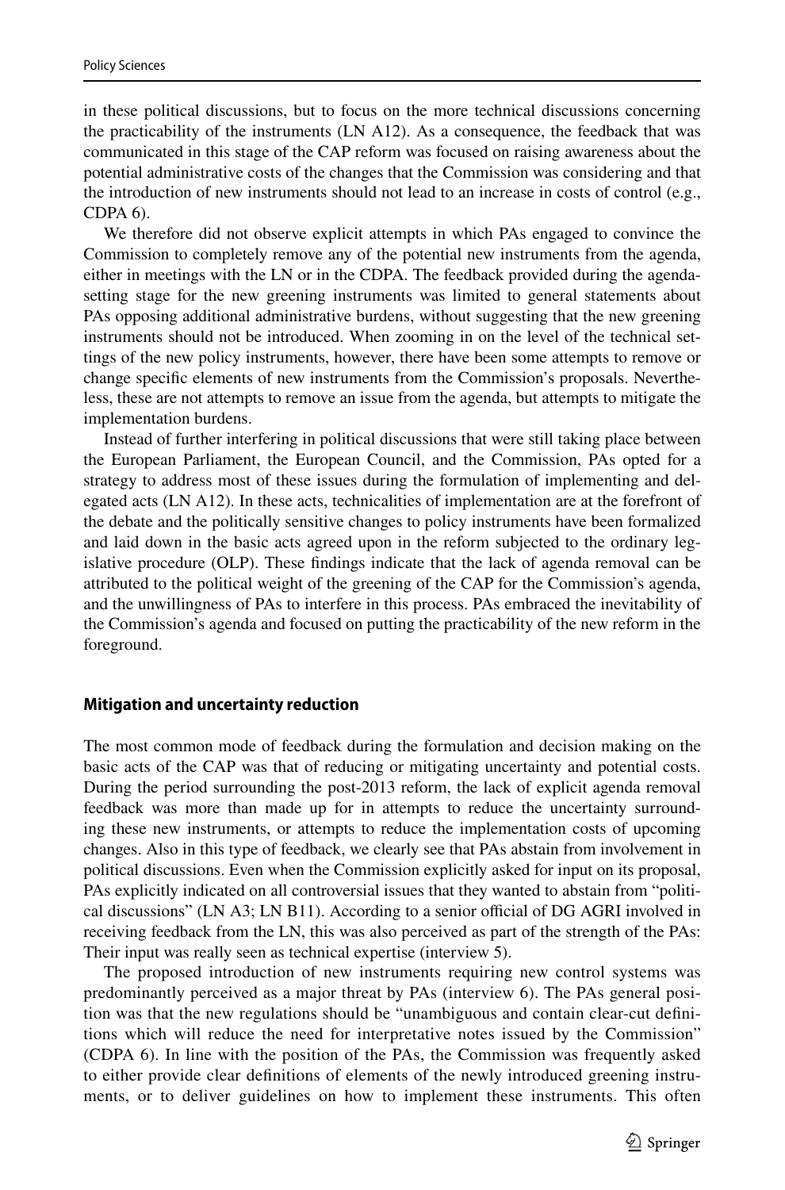in these political discussions, but to focus on the more technical discussions concerning the practicability of the instruments (LN A12). As a consequence, the feedback that was communicated in this stage of the CAP reform was focused on raising awareness about the potential administrative costs of the changes that the Commission was considering and that the introduction of new instruments should not lead to an increase in costs of control (e.g., CDPA 6).

We therefore did not observe explicit attempts in which PAs engaged to convince the Commission to completely remove any of the potential new instruments from the agenda, either in meetings with the LN or in the CDPA. The feedback provided during the agenda-setting stage for the new greening instruments was limited to general statements about PAs opposing additional administrative burdens, without suggesting that the new greening instruments should not be introduced. When zooming in on the level of the technical settings of the new policy instruments, however, there have been some attempts to remove or change specific elements of new instruments from the Commission's proposals. Nevertheless, these are not attempts to remove an issue from the agenda, but attempts to mitigate the implementation burdens.

Instead of further interfering in political discussions that were still taking place between the European Parliament, the European Council, and the Commission, PAs opted for a strategy to address most of these issues during the formulation of implementing and delegated acts (LN A12). In these acts, technicalities of implementation are at the forefront of the debate and the politically sensitive changes to policy instruments have been formalized and laid down in the basic acts agreed upon in the reform subjected to the ordinary legislative procedure (OLP). These findings indicate that the lack of agenda removal can be attributed to the political weight of the greening of the CAP for the Commission's agenda, and the unwillingness of PAs to interfere in this process. PAs embraced the inevitability of the Commission's agenda and focused on putting the practicability of the new reform in the foreground.

### Mitigation and uncertainty reduction

The most common mode of feedback during the formulation and decision making on the basic acts of the CAP was that of reducing or mitigating uncertainty and potential costs. During the period surrounding the post-2013 reform, the lack of explicit agenda removal feedback was more than made up for in attempts to reduce the uncertainty surrounding these new instruments, or attempts to reduce the implementation costs of upcoming changes. Also in this type of feedback, we clearly see that PAs abstain from involvement in political discussions. Even when the Commission explicitly asked for input on its proposal, PAs explicitly indicated on all controversial issues that they wanted to abstain from "political discussions" (LN A3; LN B11). According to a senior official of DG AGRI involved in receiving feedback from the LN, this was also perceived as part of the strength of the PAs: Their input was really seen as technical expertise (interview 5).

The proposed introduction of new instruments requiring new control systems was predominantly perceived as a major threat by PAs (interview 6). The PAs general position was that the new regulations should be "unambiguous and contain clear-cut definitions which will reduce the need for interpretative notes issued by the Commission" (CDPA 6). In line with the position of the PAs, the Commission was frequently asked to either provide clear definitions of elements of the newly introduced greening instruments, or to deliver guidelines on how to implement these instruments. This often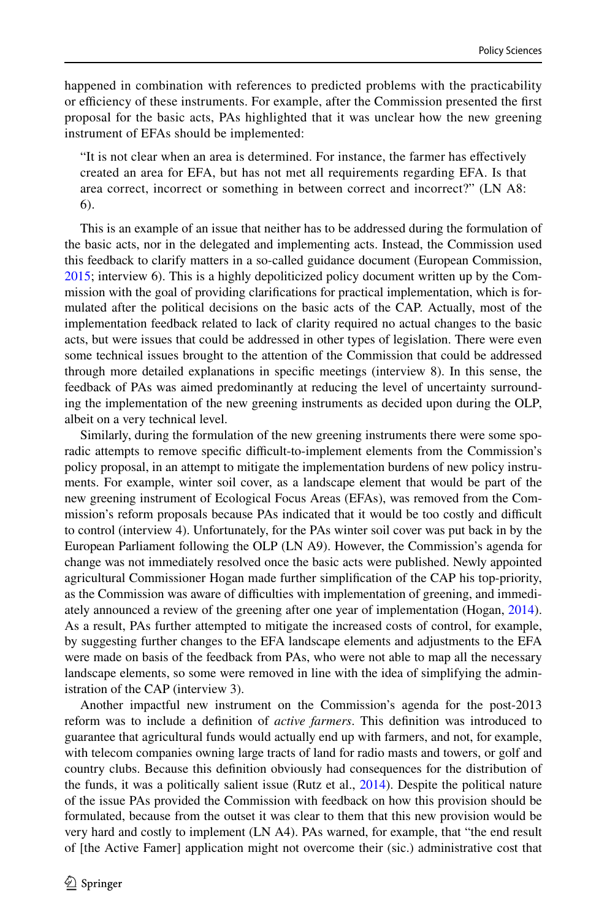happened in combination with references to predicted problems with the practicability or efficiency of these instruments. For example, after the Commission presented the first proposal for the basic acts, PAs highlighted that it was unclear how the new greening instrument of EFAs should be implemented:

> "It is not clear when an area is determined. For instance, the farmer has effectively created an area for EFA, but has not met all requirements regarding EFA. Is that area correct, incorrect or something in between correct and incorrect?" (LN A8: 6).

This is an example of an issue that neither has to be addressed during the formulation of the basic acts, nor in the delegated and implementing acts. Instead, the Commission used this feedback to clarify matters in a so-called guidance document (European Commission, 2015; interview 6). This is a highly depoliticized policy document written up by the Commission with the goal of providing clarifications for practical implementation, which is formulated after the political decisions on the basic acts of the CAP. Actually, most of the implementation feedback related to lack of clarity required no actual changes to the basic acts, but were issues that could be addressed in other types of legislation. There were even some technical issues brought to the attention of the Commission that could be addressed through more detailed explanations in specific meetings (interview 8). In this sense, the feedback of PAs was aimed predominantly at reducing the level of uncertainty surrounding the implementation of the new greening instruments as decided upon during the OLP, albeit on a very technical level.

Similarly, during the formulation of the new greening instruments there were some sporadic attempts to remove specific difficult-to-implement elements from the Commission's policy proposal, in an attempt to mitigate the implementation burdens of new policy instruments. For example, winter soil cover, as a landscape element that would be part of the new greening instrument of Ecological Focus Areas (EFAs), was removed from the Commission's reform proposals because PAs indicated that it would be too costly and difficult to control (interview 4). Unfortunately, for the PAs winter soil cover was put back in by the European Parliament following the OLP (LN A9). However, the Commission's agenda for change was not immediately resolved once the basic acts were published. Newly appointed agricultural Commissioner Hogan made further simplification of the CAP his top-priority, as the Commission was aware of difficulties with implementation of greening, and immediately announced a review of the greening after one year of implementation (Hogan, 2014). As a result, PAs further attempted to mitigate the increased costs of control, for example, by suggesting further changes to the EFA landscape elements and adjustments to the EFA were made on basis of the feedback from PAs, who were not able to map all the necessary landscape elements, so some were removed in line with the idea of simplifying the administration of the CAP (interview 3).

Another impactful new instrument on the Commission's agenda for the post-2013 reform was to include a definition of *active farmers*. This definition was introduced to guarantee that agricultural funds would actually end up with farmers, and not, for example, with telecom companies owning large tracts of land for radio masts and towers, or golf and country clubs. Because this definition obviously had consequences for the distribution of the funds, it was a politically salient issue (Rutz et al., 2014). Despite the political nature of the issue PAs provided the Commission with feedback on how this provision should be formulated, because from the outset it was clear to them that this new provision would be very hard and costly to implement (LN A4). PAs warned, for example, that "the end result of [the Active Famer] application might not overcome their (sic.) administrative cost that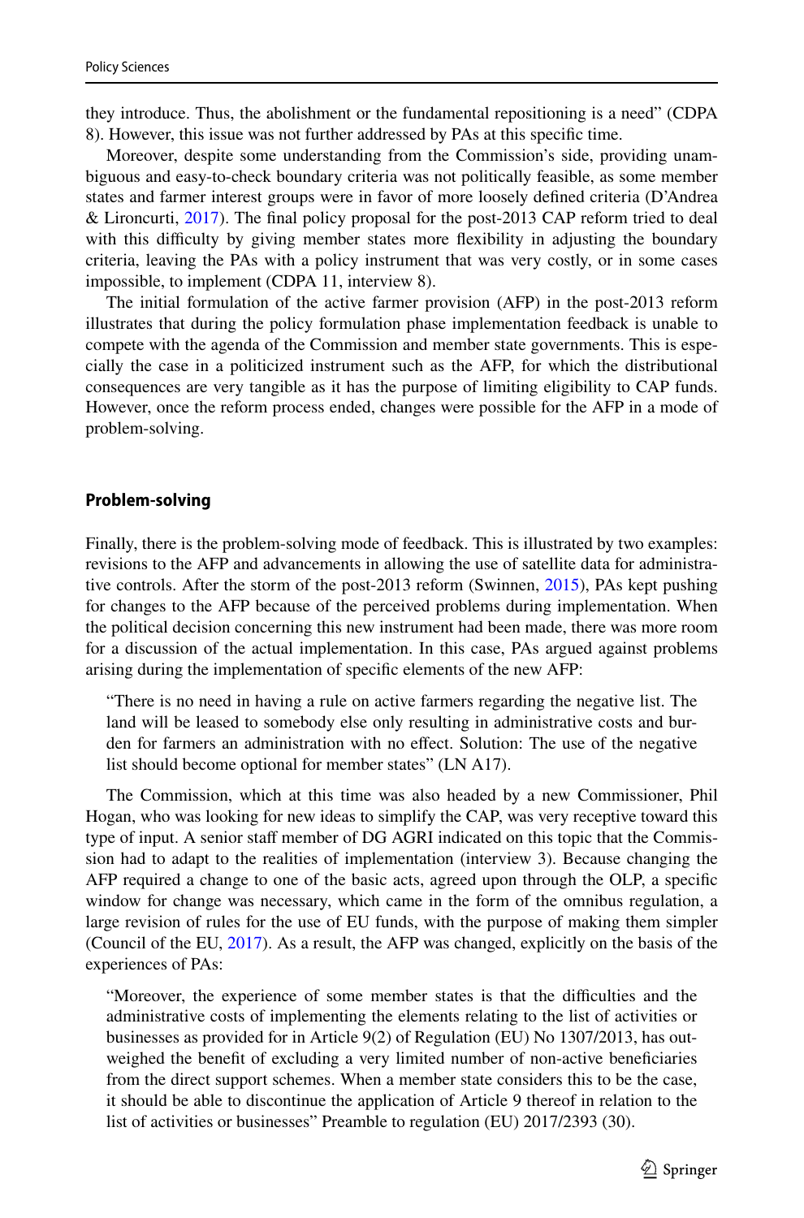they introduce. Thus, the abolishment or the fundamental repositioning is a need" (CDPA 8). However, this issue was not further addressed by PAs at this specific time.

Moreover, despite some understanding from the Commission's side, providing unambiguous and easy-to-check boundary criteria was not politically feasible, as some member states and farmer interest groups were in favor of more loosely defined criteria (D'Andrea & Lironcurti, 2017). The final policy proposal for the post-2013 CAP reform tried to deal with this difficulty by giving member states more flexibility in adjusting the boundary criteria, leaving the PAs with a policy instrument that was very costly, or in some cases impossible, to implement (CDPA 11, interview 8).

The initial formulation of the active farmer provision (AFP) in the post-2013 reform illustrates that during the policy formulation phase implementation feedback is unable to compete with the agenda of the Commission and member state governments. This is especially the case in a politicized instrument such as the AFP, for which the distributional consequences are very tangible as it has the purpose of limiting eligibility to CAP funds. However, once the reform process ended, changes were possible for the AFP in a mode of problem-solving.

### Problem-solving

Finally, there is the problem-solving mode of feedback. This is illustrated by two examples: revisions to the AFP and advancements in allowing the use of satellite data for administrative controls. After the storm of the post-2013 reform (Swinnen, 2015), PAs kept pushing for changes to the AFP because of the perceived problems during implementation. When the political decision concerning this new instrument had been made, there was more room for a discussion of the actual implementation. In this case, PAs argued against problems arising during the implementation of specific elements of the new AFP:

> "There is no need in having a rule on active farmers regarding the negative list. The land will be leased to somebody else only resulting in administrative costs and burden for farmers an administration with no effect. Solution: The use of the negative list should become optional for member states" (LN A17).

The Commission, which at this time was also headed by a new Commissioner, Phil Hogan, who was looking for new ideas to simplify the CAP, was very receptive toward this type of input. A senior staff member of DG AGRI indicated on this topic that the Commission had to adapt to the realities of implementation (interview 3). Because changing the AFP required a change to one of the basic acts, agreed upon through the OLP, a specific window for change was necessary, which came in the form of the omnibus regulation, a large revision of rules for the use of EU funds, with the purpose of making them simpler (Council of the EU, 2017). As a result, the AFP was changed, explicitly on the basis of the experiences of PAs:

> "Moreover, the experience of some member states is that the difficulties and the administrative costs of implementing the elements relating to the list of activities or businesses as provided for in Article 9(2) of Regulation (EU) No 1307/2013, has outweighed the benefit of excluding a very limited number of non-active beneficiaries from the direct support schemes. When a member state considers this to be the case, it should be able to discontinue the application of Article 9 thereof in relation to the list of activities or businesses" Preamble to regulation (EU) 2017/2393 (30).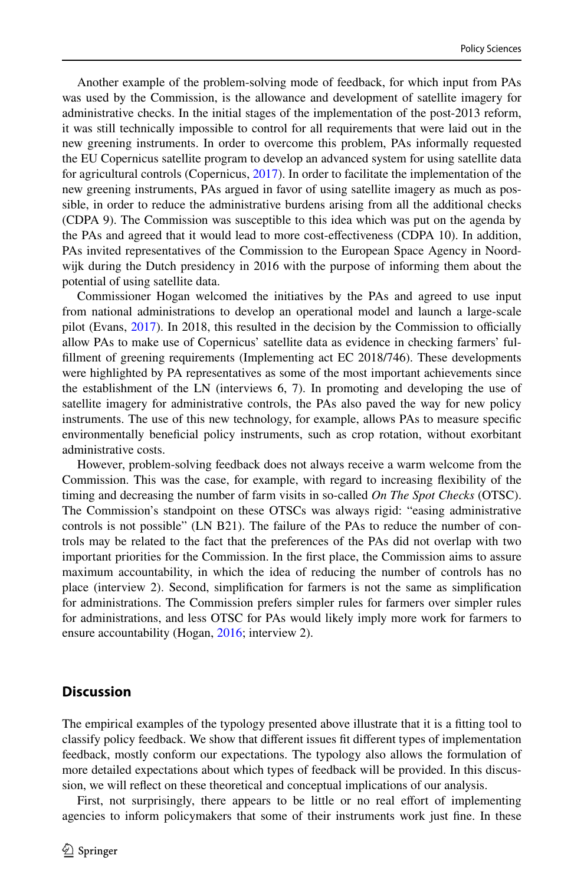Another example of the problem-solving mode of feedback, for which input from PAs was used by the Commission, is the allowance and development of satellite imagery for administrative checks. In the initial stages of the implementation of the post-2013 reform, it was still technically impossible to control for all requirements that were laid out in the new greening instruments. In order to overcome this problem, PAs informally requested the EU Copernicus satellite program to develop an advanced system for using satellite data for agricultural controls (Copernicus, 2017). In order to facilitate the implementation of the new greening instruments, PAs argued in favor of using satellite imagery as much as possible, in order to reduce the administrative burdens arising from all the additional checks (CDPA 9). The Commission was susceptible to this idea which was put on the agenda by the PAs and agreed that it would lead to more cost-effectiveness (CDPA 10). In addition, PAs invited representatives of the Commission to the European Space Agency in Noordwijk during the Dutch presidency in 2016 with the purpose of informing them about the potential of using satellite data.

Commissioner Hogan welcomed the initiatives by the PAs and agreed to use input from national administrations to develop an operational model and launch a large-scale pilot (Evans, 2017). In 2018, this resulted in the decision by the Commission to officially allow PAs to make use of Copernicus' satellite data as evidence in checking farmers' fulfillment of greening requirements (Implementing act EC 2018/746). These developments were highlighted by PA representatives as some of the most important achievements since the establishment of the LN (interviews 6, 7). In promoting and developing the use of satellite imagery for administrative controls, the PAs also paved the way for new policy instruments. The use of this new technology, for example, allows PAs to measure specific environmentally beneficial policy instruments, such as crop rotation, without exorbitant administrative costs.

However, problem-solving feedback does not always receive a warm welcome from the Commission. This was the case, for example, with regard to increasing flexibility of the timing and decreasing the number of farm visits in so-called *On The Spot Checks* (OTSC). The Commission's standpoint on these OTSCs was always rigid: "easing administrative controls is not possible" (LN B21). The failure of the PAs to reduce the number of controls may be related to the fact that the preferences of the PAs did not overlap with two important priorities for the Commission. In the first place, the Commission aims to assure maximum accountability, in which the idea of reducing the number of controls has no place (interview 2). Second, simplification for farmers is not the same as simplification for administrations. The Commission prefers simpler rules for farmers over simpler rules for administrations, and less OTSC for PAs would likely imply more work for farmers to ensure accountability (Hogan, 2016; interview 2).

## Discussion

The empirical examples of the typology presented above illustrate that it is a fitting tool to classify policy feedback. We show that different issues fit different types of implementation feedback, mostly conform our expectations. The typology also allows the formulation of more detailed expectations about which types of feedback will be provided. In this discussion, we will reflect on these theoretical and conceptual implications of our analysis.

First, not surprisingly, there appears to be little or no real effort of implementing agencies to inform policymakers that some of their instruments work just fine. In these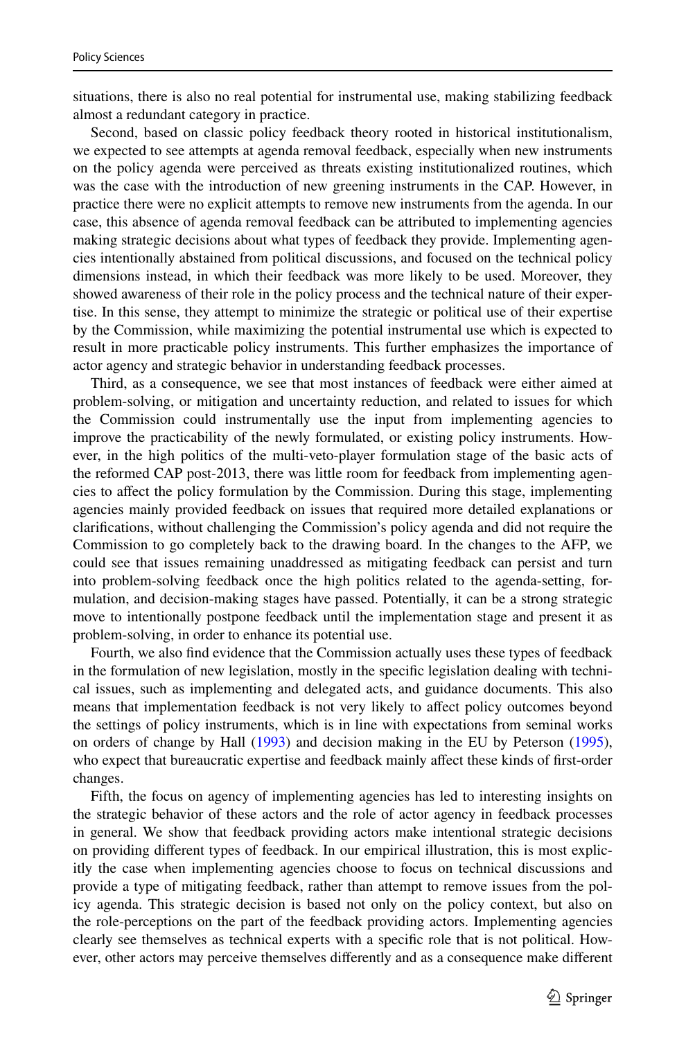situations, there is also no real potential for instrumental use, making stabilizing feedback almost a redundant category in practice.

Second, based on classic policy feedback theory rooted in historical institutionalism, we expected to see attempts at agenda removal feedback, especially when new instruments on the policy agenda were perceived as threats existing institutionalized routines, which was the case with the introduction of new greening instruments in the CAP. However, in practice there were no explicit attempts to remove new instruments from the agenda. In our case, this absence of agenda removal feedback can be attributed to implementing agencies making strategic decisions about what types of feedback they provide. Implementing agencies intentionally abstained from political discussions, and focused on the technical policy dimensions instead, in which their feedback was more likely to be used. Moreover, they showed awareness of their role in the policy process and the technical nature of their expertise. In this sense, they attempt to minimize the strategic or political use of their expertise by the Commission, while maximizing the potential instrumental use which is expected to result in more practicable policy instruments. This further emphasizes the importance of actor agency and strategic behavior in understanding feedback processes.

Third, as a consequence, we see that most instances of feedback were either aimed at problem-solving, or mitigation and uncertainty reduction, and related to issues for which the Commission could instrumentally use the input from implementing agencies to improve the practicability of the newly formulated, or existing policy instruments. However, in the high politics of the multi-veto-player formulation stage of the basic acts of the reformed CAP post-2013, there was little room for feedback from implementing agencies to affect the policy formulation by the Commission. During this stage, implementing agencies mainly provided feedback on issues that required more detailed explanations or clarifications, without challenging the Commission's policy agenda and did not require the Commission to go completely back to the drawing board. In the changes to the AFP, we could see that issues remaining unaddressed as mitigating feedback can persist and turn into problem-solving feedback once the high politics related to the agenda-setting, formulation, and decision-making stages have passed. Potentially, it can be a strong strategic move to intentionally postpone feedback until the implementation stage and present it as problem-solving, in order to enhance its potential use.

Fourth, we also find evidence that the Commission actually uses these types of feedback in the formulation of new legislation, mostly in the specific legislation dealing with technical issues, such as implementing and delegated acts, and guidance documents. This also means that implementation feedback is not very likely to affect policy outcomes beyond the settings of policy instruments, which is in line with expectations from seminal works on orders of change by Hall (1993) and decision making in the EU by Peterson (1995), who expect that bureaucratic expertise and feedback mainly affect these kinds of first-order changes.

Fifth, the focus on agency of implementing agencies has led to interesting insights on the strategic behavior of these actors and the role of actor agency in feedback processes in general. We show that feedback providing actors make intentional strategic decisions on providing different types of feedback. In our empirical illustration, this is most explicitly the case when implementing agencies choose to focus on technical discussions and provide a type of mitigating feedback, rather than attempt to remove issues from the policy agenda. This strategic decision is based not only on the policy context, but also on the role-perceptions on the part of the feedback providing actors. Implementing agencies clearly see themselves as technical experts with a specific role that is not political. However, other actors may perceive themselves differently and as a consequence make different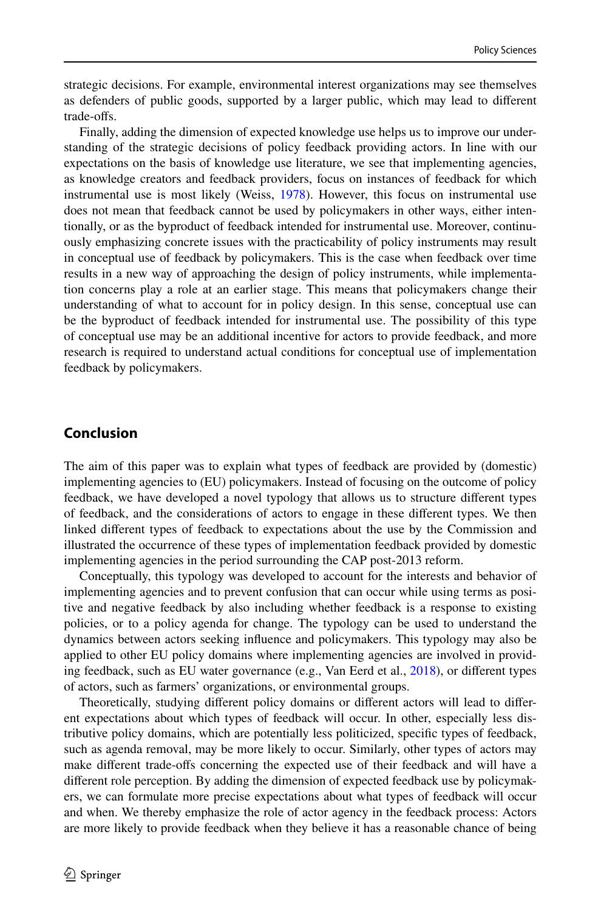strategic decisions. For example, environmental interest organizations may see themselves as defenders of public goods, supported by a larger public, which may lead to different trade-offs.

Finally, adding the dimension of expected knowledge use helps us to improve our understanding of the strategic decisions of policy feedback providing actors. In line with our expectations on the basis of knowledge use literature, we see that implementing agencies, as knowledge creators and feedback providers, focus on instances of feedback for which instrumental use is most likely (Weiss, 1978). However, this focus on instrumental use does not mean that feedback cannot be used by policymakers in other ways, either intentionally, or as the byproduct of feedback intended for instrumental use. Moreover, continuously emphasizing concrete issues with the practicability of policy instruments may result in conceptual use of feedback by policymakers. This is the case when feedback over time results in a new way of approaching the design of policy instruments, while implementation concerns play a role at an earlier stage. This means that policymakers change their understanding of what to account for in policy design. In this sense, conceptual use can be the byproduct of feedback intended for instrumental use. The possibility of this type of conceptual use may be an additional incentive for actors to provide feedback, and more research is required to understand actual conditions for conceptual use of implementation feedback by policymakers.

## Conclusion

The aim of this paper was to explain what types of feedback are provided by (domestic) implementing agencies to (EU) policymakers. Instead of focusing on the outcome of policy feedback, we have developed a novel typology that allows us to structure different types of feedback, and the considerations of actors to engage in these different types. We then linked different types of feedback to expectations about the use by the Commission and illustrated the occurrence of these types of implementation feedback provided by domestic implementing agencies in the period surrounding the CAP post-2013 reform.

Conceptually, this typology was developed to account for the interests and behavior of implementing agencies and to prevent confusion that can occur while using terms as positive and negative feedback by also including whether feedback is a response to existing policies, or to a policy agenda for change. The typology can be used to understand the dynamics between actors seeking influence and policymakers. This typology may also be applied to other EU policy domains where implementing agencies are involved in providing feedback, such as EU water governance (e.g., Van Eerd et al., 2018), or different types of actors, such as farmers' organizations, or environmental groups.

Theoretically, studying different policy domains or different actors will lead to different expectations about which types of feedback will occur. In other, especially less distributive policy domains, which are potentially less politicized, specific types of feedback, such as agenda removal, may be more likely to occur. Similarly, other types of actors may make different trade-offs concerning the expected use of their feedback and will have a different role perception. By adding the dimension of expected feedback use by policymakers, we can formulate more precise expectations about what types of feedback will occur and when. We thereby emphasize the role of actor agency in the feedback process: Actors are more likely to provide feedback when they believe it has a reasonable chance of being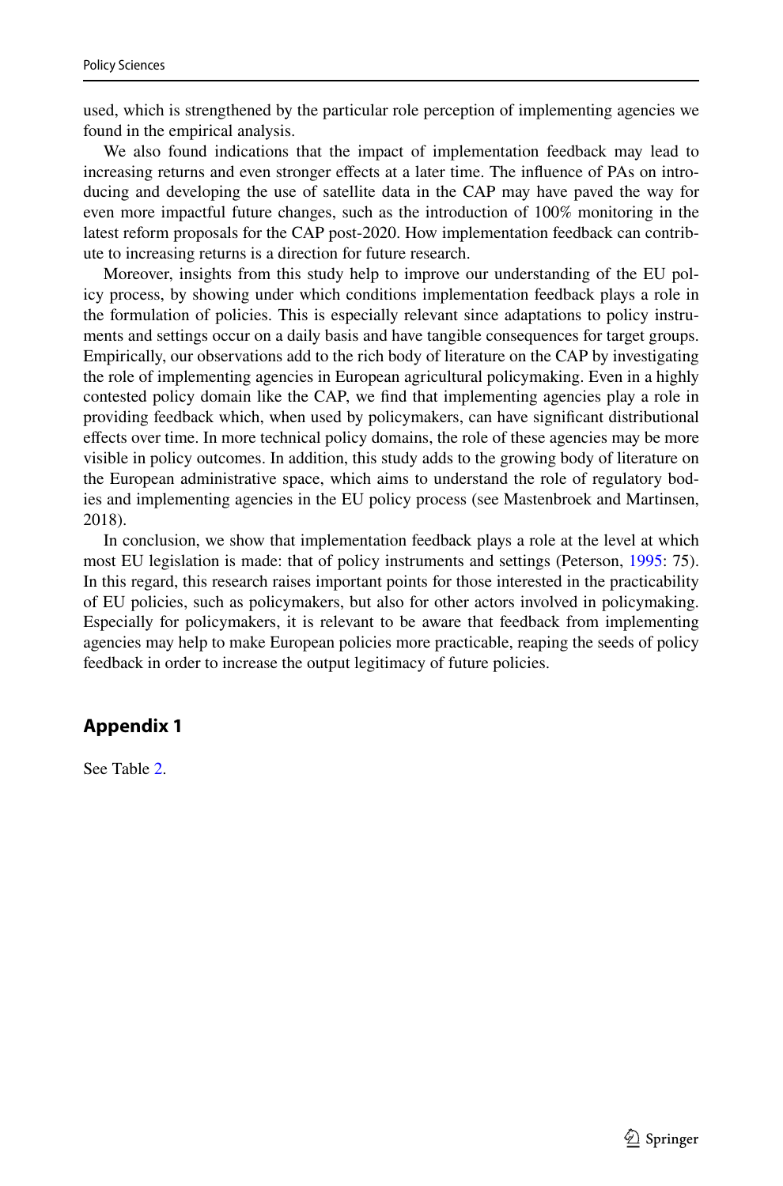used, which is strengthened by the particular role perception of implementing agencies we found in the empirical analysis.

We also found indications that the impact of implementation feedback may lead to increasing returns and even stronger effects at a later time. The influence of PAs on introducing and developing the use of satellite data in the CAP may have paved the way for even more impactful future changes, such as the introduction of 100% monitoring in the latest reform proposals for the CAP post-2020. How implementation feedback can contribute to increasing returns is a direction for future research.

Moreover, insights from this study help to improve our understanding of the EU policy process, by showing under which conditions implementation feedback plays a role in the formulation of policies. This is especially relevant since adaptations to policy instruments and settings occur on a daily basis and have tangible consequences for target groups. Empirically, our observations add to the rich body of literature on the CAP by investigating the role of implementing agencies in European agricultural policymaking. Even in a highly contested policy domain like the CAP, we find that implementing agencies play a role in providing feedback which, when used by policymakers, can have significant distributional effects over time. In more technical policy domains, the role of these agencies may be more visible in policy outcomes. In addition, this study adds to the growing body of literature on the European administrative space, which aims to understand the role of regulatory bodies and implementing agencies in the EU policy process (see Mastenbroek and Martinsen, 2018).

In conclusion, we show that implementation feedback plays a role at the level at which most EU legislation is made: that of policy instruments and settings (Peterson, 1995: 75). In this regard, this research raises important points for those interested in the practicability of EU policies, such as policymakers, but also for other actors involved in policymaking. Especially for policymakers, it is relevant to be aware that feedback from implementing agencies may help to make European policies more practicable, reaping the seeds of policy feedback in order to increase the output legitimacy of future policies.

## Appendix 1

See Table 2.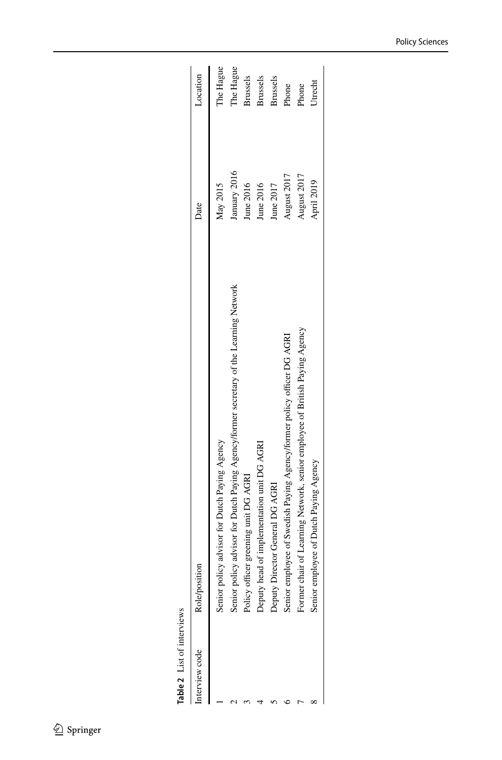**Table 2** List of interviews

| Interview code | Role/position | Date | Location |
|---|---|---|---|
| 1 | Senior policy advisor for Dutch Paying Agency | May 2015 | The Hague |
| 2 | Senior policy advisor for Dutch Paying Agency/former secretary of the Learning Network | January 2016 | The Hague |
| 3 | Policy officer greening unit DG AGRI | June 2016 | Brussels |
| 4 | Deputy head of implementation unit DG AGRI | June 2016 | Brussels |
| 5 | Deputy Director General DG AGRI | June 2017 | Brussels |
| 6 | Senior employee of Swedish Paying Agency/former policy officer DG AGRI | August 2017 | Phone |
| 7 | Former chair of Learning Network, senior employee of British Paying Agency | August 2017 | Phone |
| 8 | Senior employee of Dutch Paying Agency | April 2019 | Utrecht |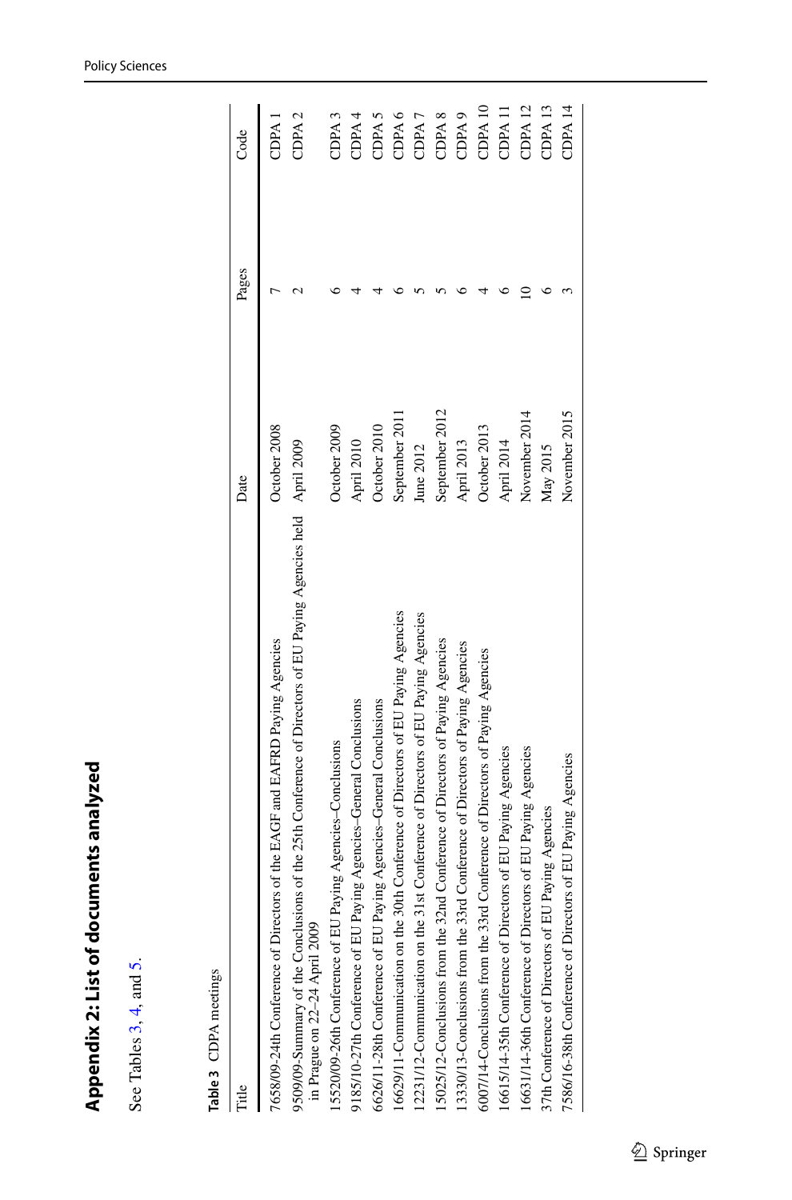## Appendix 2: List of documents analyzed

See Tables 3, 4, and 5.

**Table 3** CDPA meetings

| Title | Date | Pages | Code |
|---|---|---|---|
| 7658/09-24th Conference of Directors of the EAGF and EAFRD Paying Agencies | October 2008 | 7 | CDPA 1 |
| 9509/09-Summary of the Conclusions of the 25th Conference of Directors of EU Paying Agencies held in Prague on 22–24 April 2009 | April 2009 | 2 | CDPA 2 |
| 15520/09-26th Conference of EU Paying Agencies–Conclusions | October 2009 | 6 | CDPA 3 |
| 9185/10-27th Conference of EU Paying Agencies–General Conclusions | April 2010 | 4 | CDPA 4 |
| 6626/11-28th Conference of EU Paying Agencies–General Conclusions | October 2010 | 4 | CDPA 5 |
| 16629/11-Communication on the 30th Conference of Directors of EU Paying Agencies | September 2011 | 6 | CDPA 6 |
| 12231/12-Communication on the 31st Conference of Directors of EU Paying Agencies | June 2012 | 5 | CDPA 7 |
| 15025/12-Conclusions from the 32nd Conference of Directors of Paying Agencies | September 2012 | 5 | CDPA 8 |
| 13330/13-Conclusions from the 33rd Conference of Directors of Paying Agencies | April 2013 | 6 | CDPA 9 |
| 6007/14-Conclusions from the 33rd Conference of Directors of Paying Agencies | October 2013 | 4 | CDPA 10 |
| 16615/14-35th Conference of Directors of EU Paying Agencies | April 2014 | 6 | CDPA 11 |
| 16631/14-36th Conference of Directors of EU Paying Agencies | November 2014 | 10 | CDPA 12 |
| 37th Conference of Directors of EU Paying Agencies | May 2015 | 6 | CDPA 13 |
| 7586/16-38th Conference of Directors of EU Paying Agencies | November 2015 | 3 | CDPA 14 |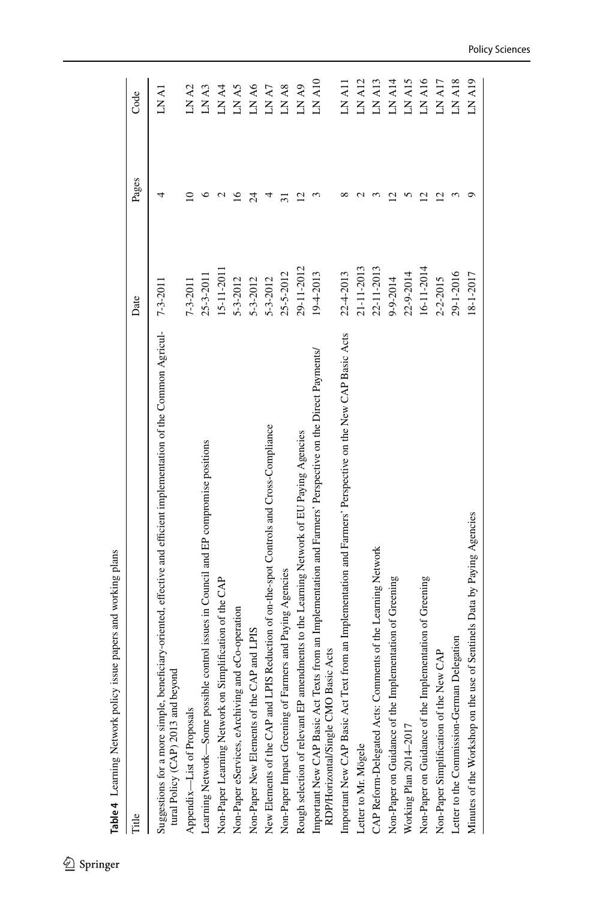**Table 4** Learning Network policy issue papers and working plans

| Title | Date | Pages | Code |
|---|---|---|---|
| Suggestions for a more simple, beneficiary-oriented, effective and efficient implementation of the Common Agricultural Policy (CAP) 2013 and beyond | 7-3-2011 | 4 | LN A1 |
| Appendix—List of Proposals | 7-3-2011 | 10 | LN A2 |
| Learning Network—Some possible control issues in Council and EP compromise positions | 25-3-2011 | 6 | LN A3 |
| Non-Paper Learning Network on Simplification of the CAP | 15-11-2011 | 2 | LN A4 |
| Non-Paper eServices, eArchiving and eCo-operation | 5-3-2012 | 16 | LN A5 |
| Non-Paper New Elements of the CAP and LPIS | 5-3-2012 | 24 | LN A6 |
| New Elements of the CAP and LPIS Reduction of on-the-spot Controls and Cross-Compliance | 5-3-2012 | 4 | LN A7 |
| Non-Paper Impact Greening of Farmers and Paying Agencies | 25-5-2012 | 31 | LN A8 |
| Rough selection of relevant EP amendments to the Learning Network of EU Paying Agencies | 29-11-2012 | 12 | LN A9 |
| Important New CAP Basic Act Texts from an Implementation and Farmers' Perspective on the Direct Payments/RDP/Horizontal/Single CMO Basic Acts | 19-4-2013 | 3 | LN A10 |
| Important New CAP Basic Act Text from an Implementation and Farmers' Perspective on the New CAP Basic Acts | 22-4-2013 | 8 | LN A11 |
| Letter to Mr. Mögele | 21-11-2013 | 2 | LN A12 |
| CAP Reform-Delegated Acts: Comments of the Learning Network | 22-11-2013 | 3 | LN A13 |
| Non-Paper on Guidance of the Implementation of Greening | 9-9-2014 | 12 | LN A14 |
| Working Plan 2014–2017 | 22-9-2014 | 5 | LN A15 |
| Non-Paper on Guidance of the Implementation of Greening | 16-11-2014 | 12 | LN A16 |
| Non-Paper Simplification of the New CAP | 2-2-2015 | 12 | LN A17 |
| Letter to the Commission-German Delegation | 29-1-2016 | 3 | LN A18 |
| Minutes of the Workshop on the use of Sentinels Data by Paying Agencies | 18-1-2017 | 9 | LN A19 |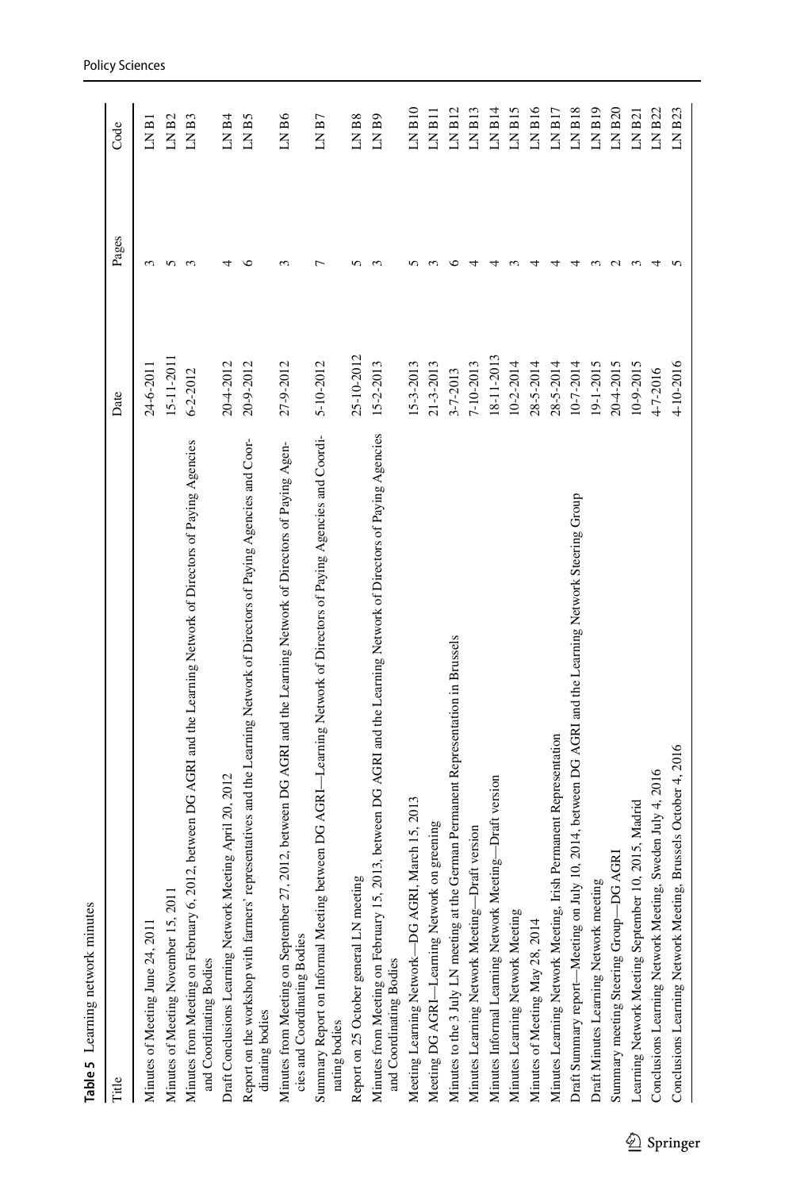**Table 5** Learning network minutes

| Title | Date | Pages | Code |
|---|---|---|---|
| Minutes of Meeting June 24, 2011 | 24-6-2011 | 3 | LN B1 |
| Minutes of Meeting November 15, 2011 | 15-11-2011 | 5 | LN B2 |
| Minutes from Meeting on February 6, 2012, between DG AGRI and the Learning Network of Directors of Paying Agencies and Coordinating Bodies | 6-2-2012 | 3 | LN B3 |
| Draft Conclusions Learning Network Meeting April 20, 2012 | 20-4-2012 | 4 | LN B4 |
| Report on the workshop with farmers' representatives and the Learning Network of Directors of Paying Agencies and Coordinating bodies | 20-9-2012 | 6 | LN B5 |
| Minutes from Meeting on September 27, 2012, between DG AGRI and the Learning Network of Directors of Paying Agencies and Coordinating Bodies | 27-9-2012 | 3 | LN B6 |
| Summary Report on Informal Meeting between DG AGRI—Learning Network of Directors of Paying Agencies and Coordinating bodies | 5-10-2012 | 7 | LN B7 |
| Report on 25 October general LN meeting | 25-10-2012 | 5 | LN B8 |
| Minutes from Meeting on February 15, 2013, between DG AGRI and the Learning Network of Directors of Paying Agencies and Coordinating Bodies | 15-2-2013 | 3 | LN B9 |
| Meeting Learning Network—DG AGRI, March 15, 2013 | 15-3-2013 | 5 | LN B10 |
| Meeting DG AGRI—Learning Network on greening | 21-3-2013 | 3 | LN B11 |
| Minutes to the 3 July LN meeting at the German Permanent Representation in Brussels | 3-7-2013 | 6 | LN B12 |
| Minutes Learning Network Meeting—Draft version | 7-10-2013 | 4 | LN B13 |
| Minutes Informal Learning Network Meeting—Draft version | 18-11-2013 | 4 | LN B14 |
| Minutes Learning Network Meeting | 10-2-2014 | 3 | LN B15 |
| Minutes of Meeting May 28, 2014 | 28-5-2014 | 4 | LN B16 |
| Minutes Learning Network Meeting, Irish Permanent Representation | 28-5-2014 | 4 | LN B17 |
| Draft Summary report—Meeting on July 10, 2014, between DG AGRI and the Learning Network Steering Group | 10-7-2014 | 4 | LN B18 |
| Draft Minutes Learning Network meeting | 19-1-2015 | 3 | LN B19 |
| Summary meeting Steering Group—DG AGRI | 20-4-2015 | 2 | LN B20 |
| Learning Network Meeting September 10, 2015, Madrid | 10-9-2015 | 3 | LN B21 |
| Conclusions Learning Network Meeting, Sweden July 4, 2016 | 4-7-2016 | 4 | LN B22 |
| Conclusions Learning Network Meeting, Brussels October 4, 2016 | 4-10-2016 | 5 | LN B23 |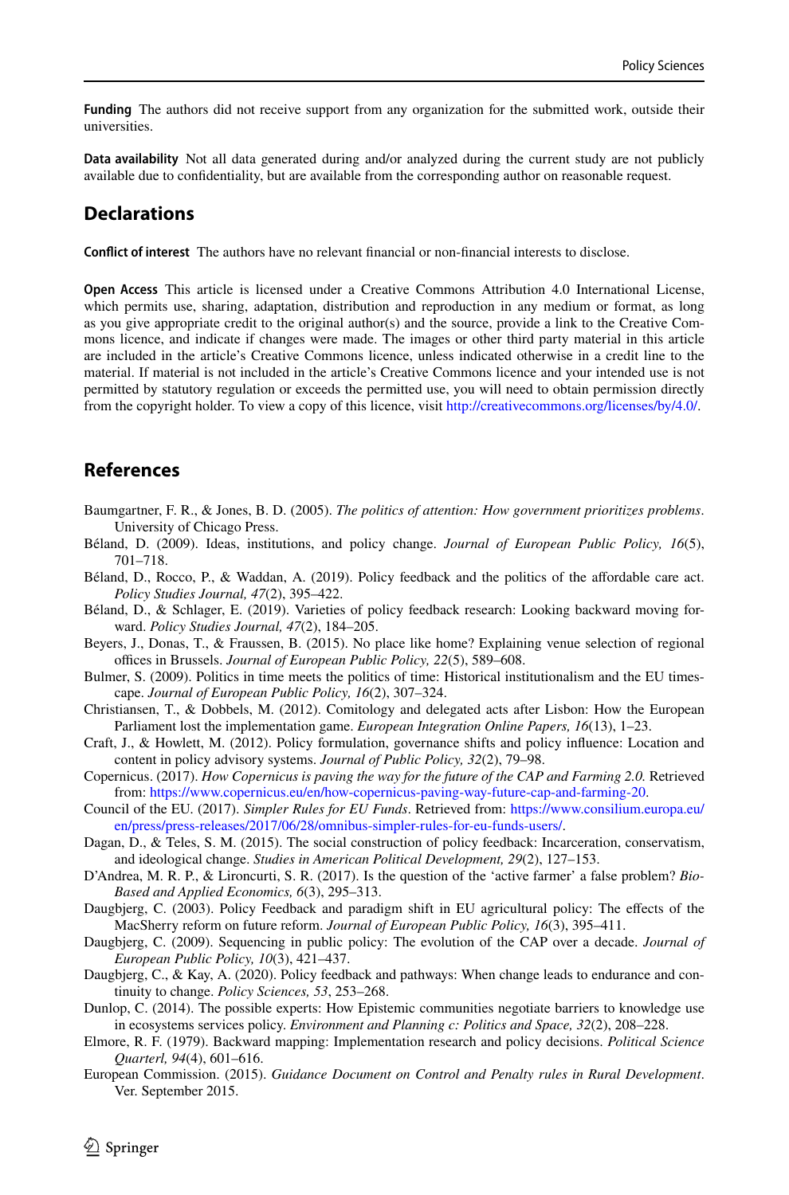**Funding** The authors did not receive support from any organization for the submitted work, outside their universities.

**Data availability** Not all data generated during and/or analyzed during the current study are not publicly available due to confidentiality, but are available from the corresponding author on reasonable request.

## Declarations

**Conflict of interest** The authors have no relevant financial or non-financial interests to disclose.

**Open Access** This article is licensed under a Creative Commons Attribution 4.0 International License, which permits use, sharing, adaptation, distribution and reproduction in any medium or format, as long as you give appropriate credit to the original author(s) and the source, provide a link to the Creative Commons licence, and indicate if changes were made. The images or other third party material in this article are included in the article's Creative Commons licence, unless indicated otherwise in a credit line to the material. If material is not included in the article's Creative Commons licence and your intended use is not permitted by statutory regulation or exceeds the permitted use, you will need to obtain permission directly from the copyright holder. To view a copy of this licence, visit http://creativecommons.org/licenses/by/4.0/.

## References

Baumgartner, F. R., & Jones, B. D. (2005). *The politics of attention: How government prioritizes problems*. University of Chicago Press.

Béland, D. (2009). Ideas, institutions, and policy change. *Journal of European Public Policy, 16*(5), 701–718.

Béland, D., Rocco, P., & Waddan, A. (2019). Policy feedback and the politics of the affordable care act. *Policy Studies Journal, 47*(2), 395–422.

Béland, D., & Schlager, E. (2019). Varieties of policy feedback research: Looking backward moving forward. *Policy Studies Journal, 47*(2), 184–205.

Beyers, J., Donas, T., & Fraussen, B. (2015). No place like home? Explaining venue selection of regional offices in Brussels. *Journal of European Public Policy, 22*(5), 589–608.

Bulmer, S. (2009). Politics in time meets the politics of time: Historical institutionalism and the EU timescape. *Journal of European Public Policy, 16*(2), 307–324.

Christiansen, T., & Dobbels, M. (2012). Comitology and delegated acts after Lisbon: How the European Parliament lost the implementation game. *European Integration Online Papers, 16*(13), 1–23.

Craft, J., & Howlett, M. (2012). Policy formulation, governance shifts and policy influence: Location and content in policy advisory systems. *Journal of Public Policy, 32*(2), 79–98.

Copernicus. (2017). *How Copernicus is paving the way for the future of the CAP and Farming 2.0.* Retrieved from: https://www.copernicus.eu/en/how-copernicus-paving-way-future-cap-and-farming-20.

Council of the EU. (2017). *Simpler Rules for EU Funds*. Retrieved from: https://www.consilium.europa.eu/en/press/press-releases/2017/06/28/omnibus-simpler-rules-for-eu-funds-users/.

Dagan, D., & Teles, S. M. (2015). The social construction of policy feedback: Incarceration, conservatism, and ideological change. *Studies in American Political Development, 29*(2), 127–153.

D'Andrea, M. R. P., & Lironcurti, S. R. (2017). Is the question of the 'active farmer' a false problem? *Bio-Based and Applied Economics, 6*(3), 295–313.

Daugbjerg, C. (2003). Policy Feedback and paradigm shift in EU agricultural policy: The effects of the MacSherry reform on future reform. *Journal of European Public Policy, 16*(3), 395–411.

Daugbjerg, C. (2009). Sequencing in public policy: The evolution of the CAP over a decade. *Journal of European Public Policy, 10*(3), 421–437.

Daugbjerg, C., & Kay, A. (2020). Policy feedback and pathways: When change leads to endurance and continuity to change. *Policy Sciences, 53*, 253–268.

Dunlop, C. (2014). The possible experts: How Epistemic communities negotiate barriers to knowledge use in ecosystems services policy. *Environment and Planning c: Politics and Space, 32*(2), 208–228.

Elmore, R. F. (1979). Backward mapping: Implementation research and policy decisions. *Political Science Quarterl, 94*(4), 601–616.

European Commission. (2015). *Guidance Document on Control and Penalty rules in Rural Development*. Ver. September 2015.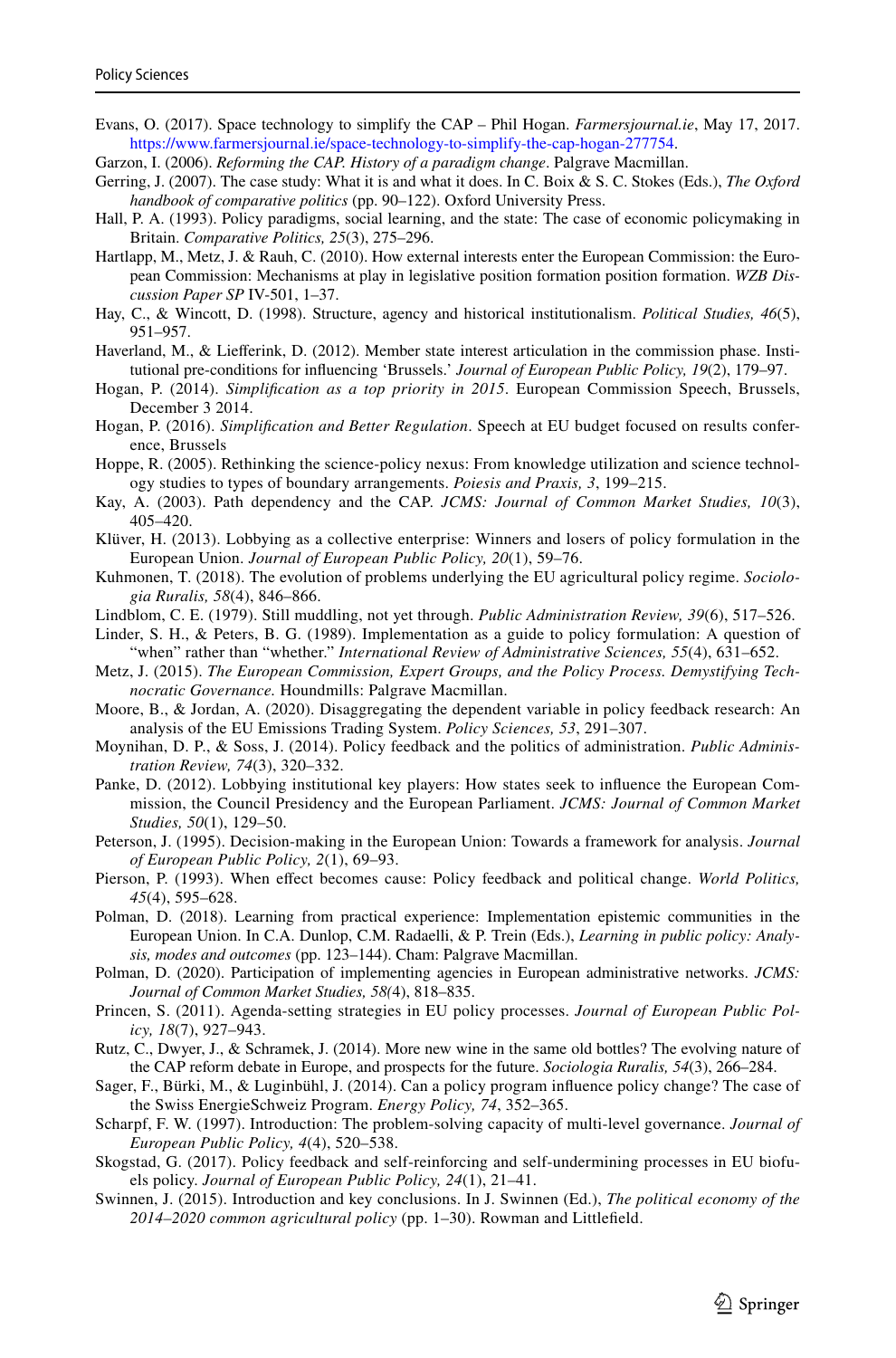Evans, O. (2017). Space technology to simplify the CAP – Phil Hogan. *Farmersjournal.ie*, May 17, 2017. https://www.farmersjournal.ie/space-technology-to-simplify-the-cap-hogan-277754.

Garzon, I. (2006). *Reforming the CAP. History of a paradigm change*. Palgrave Macmillan.

Gerring, J. (2007). The case study: What it is and what it does. In C. Boix & S. C. Stokes (Eds.), *The Oxford handbook of comparative politics* (pp. 90–122). Oxford University Press.

Hall, P. A. (1993). Policy paradigms, social learning, and the state: The case of economic policymaking in Britain. *Comparative Politics, 25*(3), 275–296.

Hartlapp, M., Metz, J. & Rauh, C. (2010). How external interests enter the European Commission: the European Commission: Mechanisms at play in legislative position formation position formation. *WZB Discussion Paper SP* IV-501, 1–37.

Hay, C., & Wincott, D. (1998). Structure, agency and historical institutionalism. *Political Studies, 46*(5), 951–957.

Haverland, M., & Liefferink, D. (2012). Member state interest articulation in the commission phase. Institutional pre-conditions for influencing 'Brussels.' *Journal of European Public Policy, 19*(2), 179–97.

Hogan, P. (2014). *Simplification as a top priority in 2015*. European Commission Speech, Brussels, December 3 2014.

Hogan, P. (2016). *Simplification and Better Regulation*. Speech at EU budget focused on results conference, Brussels

Hoppe, R. (2005). Rethinking the science-policy nexus: From knowledge utilization and science technology studies to types of boundary arrangements. *Poiesis and Praxis, 3*, 199–215.

Kay, A. (2003). Path dependency and the CAP. *JCMS: Journal of Common Market Studies, 10*(3), 405–420.

Klüver, H. (2013). Lobbying as a collective enterprise: Winners and losers of policy formulation in the European Union. *Journal of European Public Policy, 20*(1), 59–76.

Kuhmonen, T. (2018). The evolution of problems underlying the EU agricultural policy regime. *Sociologia Ruralis, 58*(4), 846–866.

Lindblom, C. E. (1979). Still muddling, not yet through. *Public Administration Review, 39*(6), 517–526.

Linder, S. H., & Peters, B. G. (1989). Implementation as a guide to policy formulation: A question of "when" rather than "whether." *International Review of Administrative Sciences, 55*(4), 631–652.

Metz, J. (2015). *The European Commission, Expert Groups, and the Policy Process. Demystifying Technocratic Governance.* Houndmills: Palgrave Macmillan.

Moore, B., & Jordan, A. (2020). Disaggregating the dependent variable in policy feedback research: An analysis of the EU Emissions Trading System. *Policy Sciences, 53*, 291–307.

Moynihan, D. P., & Soss, J. (2014). Policy feedback and the politics of administration. *Public Administration Review, 74*(3), 320–332.

Panke, D. (2012). Lobbying institutional key players: How states seek to influence the European Commission, the Council Presidency and the European Parliament. *JCMS: Journal of Common Market Studies, 50*(1), 129–50.

Peterson, J. (1995). Decision-making in the European Union: Towards a framework for analysis. *Journal of European Public Policy, 2*(1), 69–93.

Pierson, P. (1993). When effect becomes cause: Policy feedback and political change. *World Politics, 45*(4), 595–628.

Polman, D. (2018). Learning from practical experience: Implementation epistemic communities in the European Union. In C.A. Dunlop, C.M. Radaelli, & P. Trein (Eds.), *Learning in public policy: Analysis, modes and outcomes* (pp. 123–144). Cham: Palgrave Macmillan.

Polman, D. (2020). Participation of implementing agencies in European administrative networks. *JCMS: Journal of Common Market Studies, 58*(4), 818–835.

Princen, S. (2011). Agenda-setting strategies in EU policy processes. *Journal of European Public Policy, 18*(7), 927–943.

Rutz, C., Dwyer, J., & Schramek, J. (2014). More new wine in the same old bottles? The evolving nature of the CAP reform debate in Europe, and prospects for the future. *Sociologia Ruralis, 54*(3), 266–284.

Sager, F., Bürki, M., & Luginbühl, J. (2014). Can a policy program influence policy change? The case of the Swiss EnergieSchweiz Program. *Energy Policy, 74*, 352–365.

Scharpf, F. W. (1997). Introduction: The problem-solving capacity of multi-level governance. *Journal of European Public Policy, 4*(4), 520–538.

Skogstad, G. (2017). Policy feedback and self-reinforcing and self-undermining processes in EU biofuels policy. *Journal of European Public Policy, 24*(1), 21–41.

Swinnen, J. (2015). Introduction and key conclusions. In J. Swinnen (Ed.), *The political economy of the 2014–2020 common agricultural policy* (pp. 1–30). Rowman and Littlefield.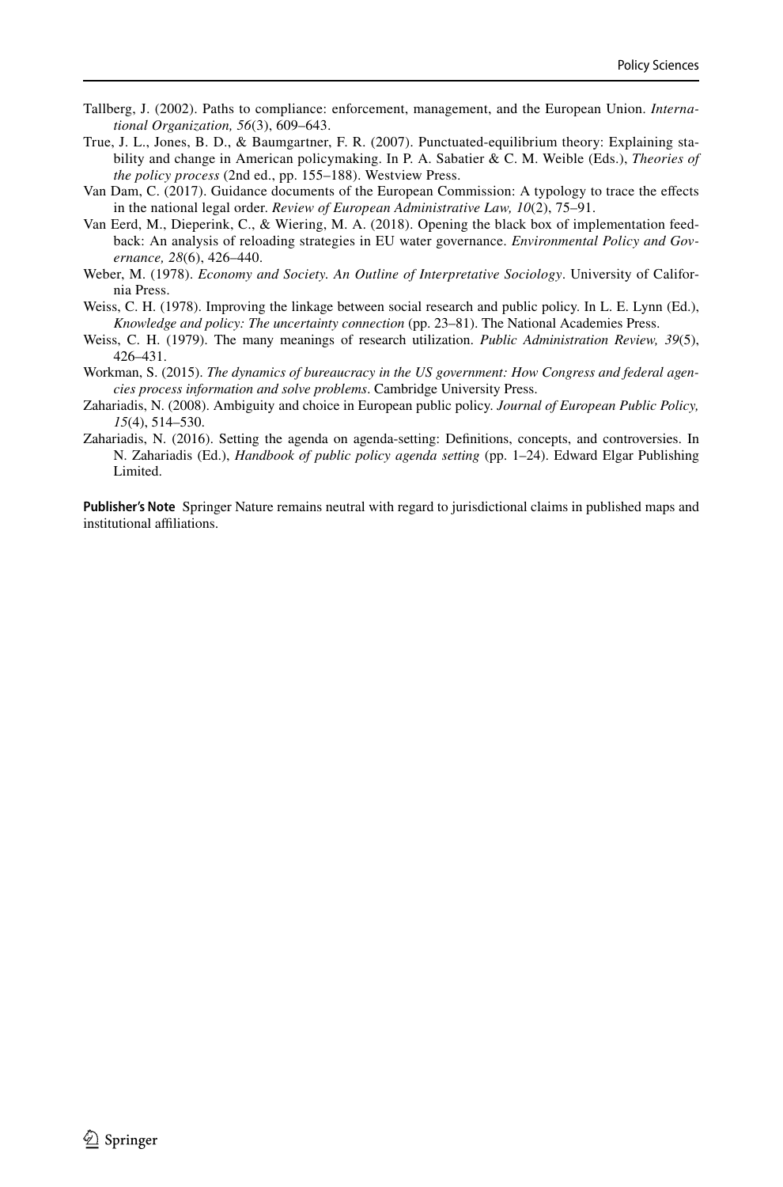Tallberg, J. (2002). Paths to compliance: enforcement, management, and the European Union. *International Organization, 56*(3), 609–643.

True, J. L., Jones, B. D., & Baumgartner, F. R. (2007). Punctuated-equilibrium theory: Explaining stability and change in American policymaking. In P. A. Sabatier & C. M. Weible (Eds.), *Theories of the policy process* (2nd ed., pp. 155–188). Westview Press.

Van Dam, C. (2017). Guidance documents of the European Commission: A typology to trace the effects in the national legal order. *Review of European Administrative Law, 10*(2), 75–91.

Van Eerd, M., Dieperink, C., & Wiering, M. A. (2018). Opening the black box of implementation feedback: An analysis of reloading strategies in EU water governance. *Environmental Policy and Governance, 28*(6), 426–440.

Weber, M. (1978). *Economy and Society. An Outline of Interpretative Sociology*. University of California Press.

Weiss, C. H. (1978). Improving the linkage between social research and public policy. In L. E. Lynn (Ed.), *Knowledge and policy: The uncertainty connection* (pp. 23–81). The National Academies Press.

Weiss, C. H. (1979). The many meanings of research utilization. *Public Administration Review, 39*(5), 426–431.

Workman, S. (2015). *The dynamics of bureaucracy in the US government: How Congress and federal agencies process information and solve problems*. Cambridge University Press.

Zahariadis, N. (2008). Ambiguity and choice in European public policy. *Journal of European Public Policy, 15*(4), 514–530.

Zahariadis, N. (2016). Setting the agenda on agenda-setting: Definitions, concepts, and controversies. In N. Zahariadis (Ed.), *Handbook of public policy agenda setting* (pp. 1–24). Edward Elgar Publishing Limited.

**Publisher's Note** Springer Nature remains neutral with regard to jurisdictional claims in published maps and institutional affiliations.